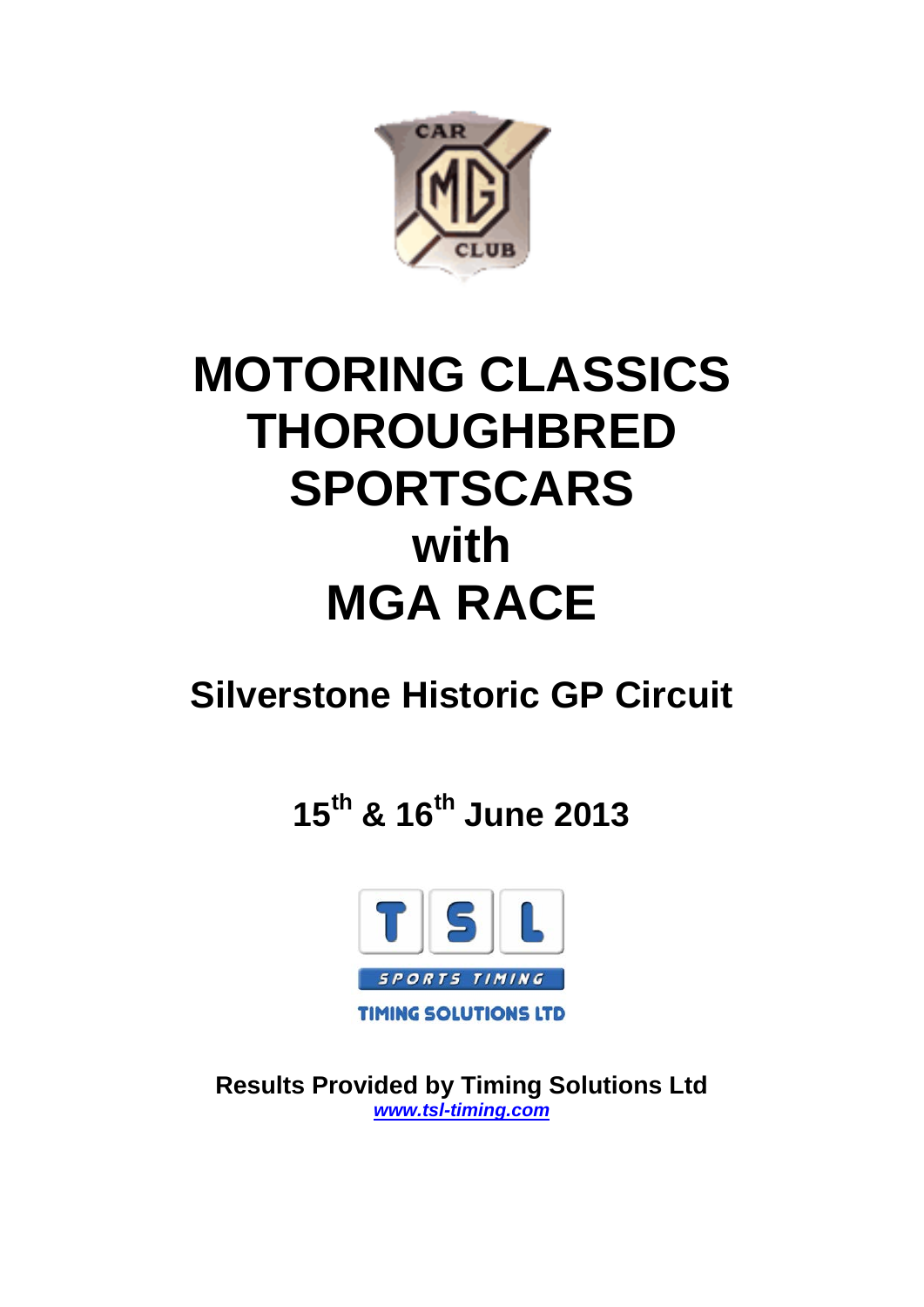# MOTORING CLASSICS THOROUGHBRED SPORTSCARS with MGA RACE

## Silverstone Historic GP Circuit

## 15th & 16th June 2013

**Results Provided by Timing Solutions Ltd**
***www.tsl-timing.com***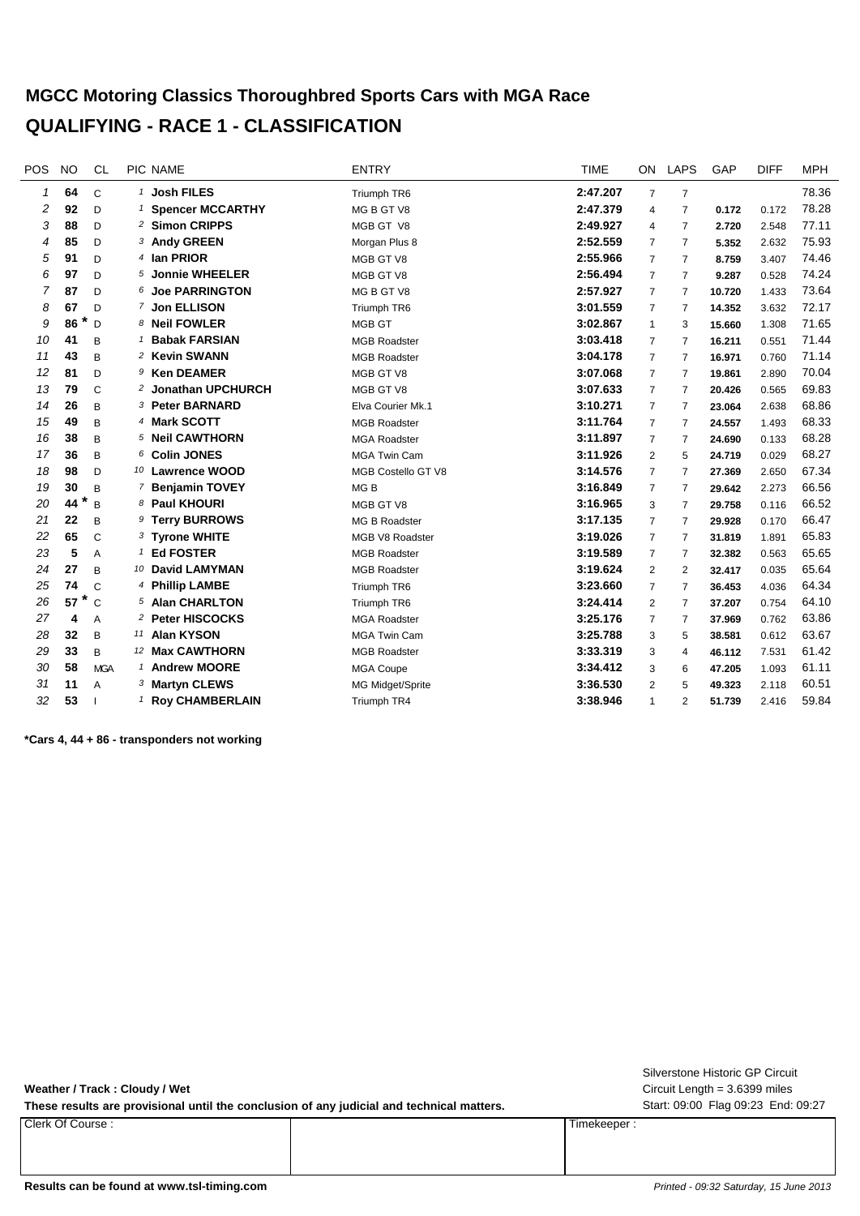# MGCC Motoring Classics Thoroughbred Sports Cars with MGA Race

## QUALIFYING - RACE 1 - CLASSIFICATION

| POS | NO | CL | PIC | NAME | ENTRY | TIME | ON | LAPS | GAP | DIFF | MPH |
|---|---|---|---|---|---|---|---|---|---|---|---|
| 1 | 64 | C | 1 | **Josh FILES** | Triumph TR6 | **2:47.207** | 7 | 7 | | | 78.36 |
| 2 | 92 | D | 1 | **Spencer MCCARTHY** | MG B GT V8 | **2:47.379** | 4 | 7 | **0.172** | 0.172 | 78.28 |
| 3 | 88 | D | 2 | **Simon CRIPPS** | MGB GT V8 | **2:49.927** | 4 | 7 | **2.720** | 2.548 | 77.11 |
| 4 | 85 | D | 3 | **Andy GREEN** | Morgan Plus 8 | **2:52.559** | 7 | 7 | **5.352** | 2.632 | 75.93 |
| 5 | 91 | D | 4 | **Ian PRIOR** | MGB GT V8 | **2:55.966** | 7 | 7 | **8.759** | 3.407 | 74.46 |
| 6 | 97 | D | 5 | **Jonnie WHEELER** | MGB GT V8 | **2:56.494** | 7 | 7 | **9.287** | 0.528 | 74.24 |
| 7 | 87 | D | 6 | **Joe PARRINGTON** | MG B GT V8 | **2:57.927** | 7 | 7 | **10.720** | 1.433 | 73.64 |
| 8 | 67 | D | 7 | **Jon ELLISON** | Triumph TR6 | **3:01.559** | 7 | 7 | **14.352** | 3.632 | 72.17 |
| 9 | 86 * | D | 8 | **Neil FOWLER** | MGB GT | **3:02.867** | 1 | 3 | **15.660** | 1.308 | 71.65 |
| 10 | 41 | B | 1 | **Babak FARSIAN** | MGB Roadster | **3:03.418** | 7 | 7 | **16.211** | 0.551 | 71.44 |
| 11 | 43 | B | 2 | **Kevin SWANN** | MGB Roadster | **3:04.178** | 7 | 7 | **16.971** | 0.760 | 71.14 |
| 12 | 81 | D | 9 | **Ken DEAMER** | MGB GT V8 | **3:07.068** | 7 | 7 | **19.861** | 2.890 | 70.04 |
| 13 | 79 | C | 2 | **Jonathan UPCHURCH** | MGB GT V8 | **3:07.633** | 7 | 7 | **20.426** | 0.565 | 69.83 |
| 14 | 26 | B | 3 | **Peter BARNARD** | Elva Courier Mk.1 | **3:10.271** | 7 | 7 | **23.064** | 2.638 | 68.86 |
| 15 | 49 | B | 4 | **Mark SCOTT** | MGB Roadster | **3:11.764** | 7 | 7 | **24.557** | 1.493 | 68.33 |
| 16 | 38 | B | 5 | **Neil CAWTHORN** | MGA Roadster | **3:11.897** | 7 | 7 | **24.690** | 0.133 | 68.28 |
| 17 | 36 | B | 6 | **Colin JONES** | MGA Twin Cam | **3:11.926** | 2 | 5 | **24.719** | 0.029 | 68.27 |
| 18 | 98 | D | 10 | **Lawrence WOOD** | MGB Costello GT V8 | **3:14.576** | 7 | 7 | **27.369** | 2.650 | 67.34 |
| 19 | 30 | B | 7 | **Benjamin TOVEY** | MG B | **3:16.849** | 7 | 7 | **29.642** | 2.273 | 66.56 |
| 20 | 44 * | B | 8 | **Paul KHOURI** | MGB GT V8 | **3:16.965** | 3 | 7 | **29.758** | 0.116 | 66.52 |
| 21 | 22 | B | 9 | **Terry BURROWS** | MG B Roadster | **3:17.135** | 7 | 7 | **29.928** | 0.170 | 66.47 |
| 22 | 65 | C | 3 | **Tyrone WHITE** | MGB V8 Roadster | **3:19.026** | 7 | 7 | **31.819** | 1.891 | 65.83 |
| 23 | 5 | A | 1 | **Ed FOSTER** | MGB Roadster | **3:19.589** | 7 | 7 | **32.382** | 0.563 | 65.65 |
| 24 | 27 | B | 10 | **David LAMYMAN** | MGB Roadster | **3:19.624** | 2 | 2 | **32.417** | 0.035 | 65.64 |
| 25 | 74 | C | 4 | **Phillip LAMBE** | Triumph TR6 | **3:23.660** | 7 | 7 | **36.453** | 4.036 | 64.34 |
| 26 | 57 * | C | 5 | **Alan CHARLTON** | Triumph TR6 | **3:24.414** | 2 | 7 | **37.207** | 0.754 | 64.10 |
| 27 | 4 | A | 2 | **Peter HISCOCKS** | MGA Roadster | **3:25.176** | 7 | 7 | **37.969** | 0.762 | 63.86 |
| 28 | 32 | B | 11 | **Alan KYSON** | MGA Twin Cam | **3:25.788** | 3 | 5 | **38.581** | 0.612 | 63.67 |
| 29 | 33 | B | 12 | **Max CAWTHORN** | MGB Roadster | **3:33.319** | 3 | 4 | **46.112** | 7.531 | 61.42 |
| 30 | 58 | MGA | 1 | **Andrew MOORE** | MGA Coupe | **3:34.412** | 3 | 6 | **47.205** | 1.093 | 61.11 |
| 31 | 11 | A | 3 | **Martyn CLEWS** | MG Midget/Sprite | **3:36.530** | 2 | 5 | **49.323** | 2.118 | 60.51 |
| 32 | 53 | I | 1 | **Roy CHAMBERLAIN** | Triumph TR4 | **3:38.946** | 1 | 2 | **51.739** | 2.416 | 59.84 |

**\*Cars 4, 44 + 86 - transponders not working**

Silverstone Historic GP Circuit
Circuit Length = 3.6399 miles
Start: 09:00 Flag 09:23 End: 09:27

**Weather / Track : Cloudy / Wet**

**These results are provisional until the conclusion of any judicial and technical matters.**

| Clerk Of Course : | | Timekeeper : |
|---|---|---|
| | | |

**Results can be found at www.tsl-timing.com**

*Printed - 09:32 Saturday, 15 June 2013*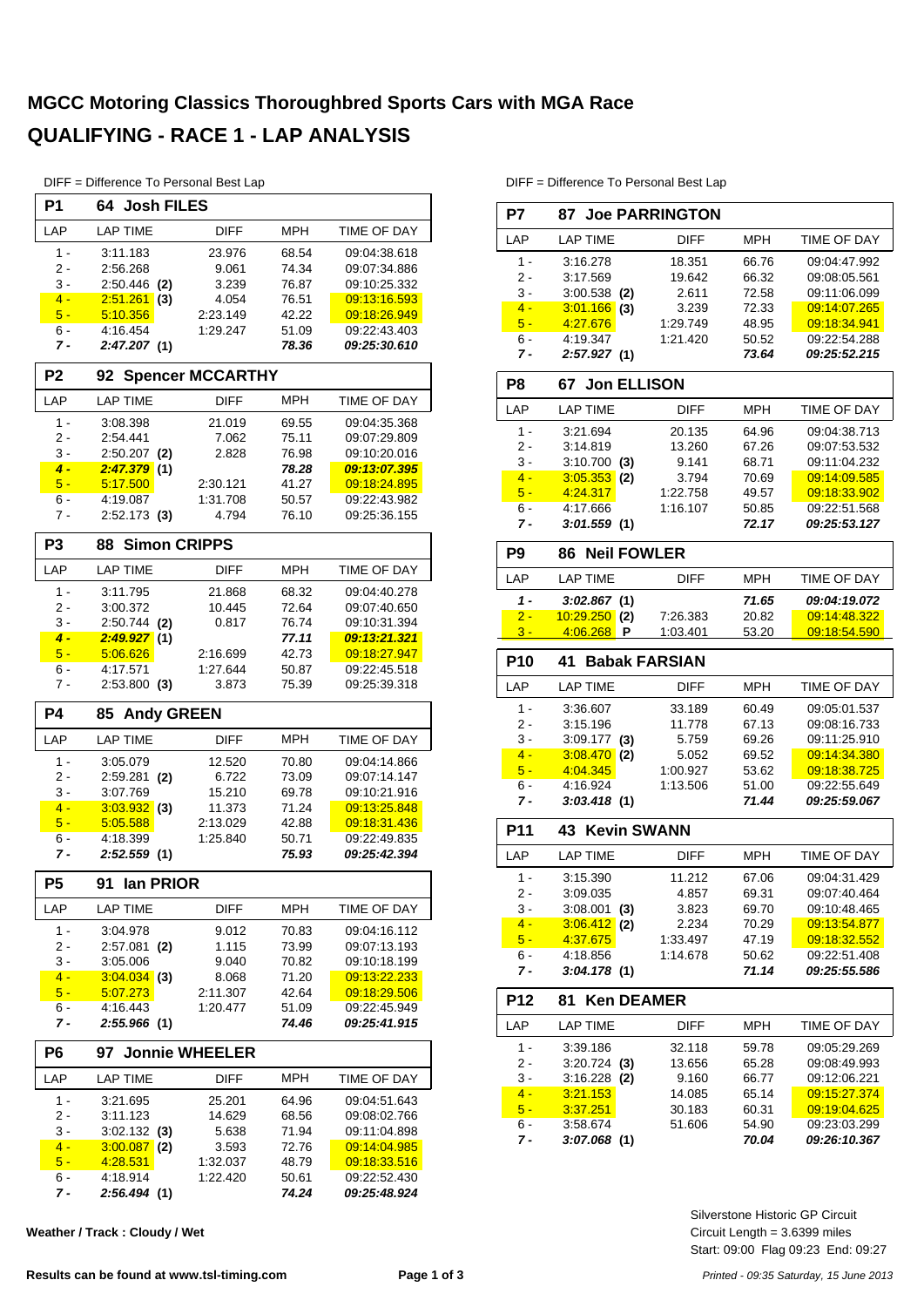# MGCC Motoring Classics Thoroughbred Sports Cars with MGA Race

# QUALIFYING - RACE 1 - LAP ANALYSIS

DIFF = Difference To Personal Best Lap

## P1 64 Josh FILES

| LAP | LAP TIME | DIFF | MPH | TIME OF DAY |
|---|---|---|---|---|
| 1 - | 3:11.183 | 23.976 | 68.54 | 09:04:38.618 |
| 2 - | 2:56.268 | 9.061 | 74.34 | 09:07:34.886 |
| 3 - | 2:50.446 (2) | 3.239 | 76.87 | 09:10:25.332 |
| 4 - | 2:51.261 (3) | 4.054 | 76.51 | 09:13:16.593 |
| 5 - | 5:10.356 | 2:23.149 | 42.22 | 09:18:26.949 |
| 6 - | 4:16.454 | 1:29.247 | 51.09 | 09:22:43.403 |
| ***7 -*** | ***2:47.207 (1)*** | | ***78.36*** | ***09:25:30.610*** |

## P2 92 Spencer MCCARTHY

| LAP | LAP TIME | DIFF | MPH | TIME OF DAY |
|---|---|---|---|---|
| 1 - | 3:08.398 | 21.019 | 69.55 | 09:04:35.368 |
| 2 - | 2:54.441 | 7.062 | 75.11 | 09:07:29.809 |
| 3 - | 2:50.207 (2) | 2.828 | 76.98 | 09:10:20.016 |
| ***4 -*** | ***2:47.379 (1)*** | | ***78.28*** | ***09:13:07.395*** |
| 5 - | 5:17.500 | 2:30.121 | 41.27 | 09:18:24.895 |
| 6 - | 4:19.087 | 1:31.708 | 50.57 | 09:22:43.982 |
| 7 - | 2:52.173 (3) | 4.794 | 76.10 | 09:25:36.155 |

## P3 88 Simon CRIPPS

| LAP | LAP TIME | DIFF | MPH | TIME OF DAY |
|---|---|---|---|---|
| 1 - | 3:11.795 | 21.868 | 68.32 | 09:04:40.278 |
| 2 - | 3:00.372 | 10.445 | 72.64 | 09:07:40.650 |
| 3 - | 2:50.744 (2) | 0.817 | 76.74 | 09:10:31.394 |
| ***4 -*** | ***2:49.927 (1)*** | | ***77.11*** | ***09:13:21.321*** |
| 5 - | 5:06.626 | 2:16.699 | 42.73 | 09:18:27.947 |
| 6 - | 4:17.571 | 1:27.644 | 50.87 | 09:22:45.518 |
| 7 - | 2:53.800 (3) | 3.873 | 75.39 | 09:25:39.318 |

## P4 85 Andy GREEN

| LAP | LAP TIME | DIFF | MPH | TIME OF DAY |
|---|---|---|---|---|
| 1 - | 3:05.079 | 12.520 | 70.80 | 09:04:14.866 |
| 2 - | 2:59.281 (2) | 6.722 | 73.09 | 09:07:14.147 |
| 3 - | 3:07.769 | 15.210 | 69.78 | 09:10:21.916 |
| 4 - | 3:03.932 (3) | 11.373 | 71.24 | 09:13:25.848 |
| 5 - | 5:05.588 | 2:13.029 | 42.88 | 09:18:31.436 |
| 6 - | 4:18.399 | 1:25.840 | 50.71 | 09:22:49.835 |
| ***7 -*** | ***2:52.559 (1)*** | | ***75.93*** | ***09:25:42.394*** |

## P5 91 Ian PRIOR

| LAP | LAP TIME | DIFF | MPH | TIME OF DAY |
|---|---|---|---|---|
| 1 - | 3:04.978 | 9.012 | 70.83 | 09:04:16.112 |
| 2 - | 2:57.081 (2) | 1.115 | 73.99 | 09:07:13.193 |
| 3 - | 3:05.006 | 9.040 | 70.82 | 09:10:18.199 |
| 4 - | 3:04.034 (3) | 8.068 | 71.20 | 09:13:22.233 |
| 5 - | 5:07.273 | 2:11.307 | 42.64 | 09:18:29.506 |
| 6 - | 4:16.443 | 1:20.477 | 51.09 | 09:22:45.949 |
| ***7 -*** | ***2:55.966 (1)*** | | ***74.46*** | ***09:25:41.915*** |

## P6 97 Jonnie WHEELER

| LAP | LAP TIME | DIFF | MPH | TIME OF DAY |
|---|---|---|---|---|
| 1 - | 3:21.695 | 25.201 | 64.96 | 09:04:51.643 |
| 2 - | 3:11.123 | 14.629 | 68.56 | 09:08:02.766 |
| 3 - | 3:02.132 (3) | 5.638 | 71.94 | 09:11:04.898 |
| 4 - | 3:00.087 (2) | 3.593 | 72.76 | 09:14:04.985 |
| 5 - | 4:28.531 | 1:32.037 | 48.79 | 09:18:33.516 |
| 6 - | 4:18.914 | 1:22.420 | 50.61 | 09:22:52.430 |
| ***7 -*** | ***2:56.494 (1)*** | | ***74.24*** | ***09:25:48.924*** |

## P7 87 Joe PARRINGTON

| LAP | LAP TIME | DIFF | MPH | TIME OF DAY |
|---|---|---|---|---|
| 1 - | 3:16.278 | 18.351 | 66.76 | 09:04:47.992 |
| 2 - | 3:17.569 | 19.642 | 66.32 | 09:08:05.561 |
| 3 - | 3:00.538 (2) | 2.611 | 72.58 | 09:11:06.099 |
| 4 - | 3:01.166 (3) | 3.239 | 72.33 | 09:14:07.265 |
| 5 - | 4:27.676 | 1:29.749 | 48.95 | 09:18:34.941 |
| 6 - | 4:19.347 | 1:21.420 | 50.52 | 09:22:54.288 |
| ***7 -*** | ***2:57.927 (1)*** | | ***73.64*** | ***09:25:52.215*** |

## P8 67 Jon ELLISON

| LAP | LAP TIME | DIFF | MPH | TIME OF DAY |
|---|---|---|---|---|
| 1 - | 3:21.694 | 20.135 | 64.96 | 09:04:38.713 |
| 2 - | 3:14.819 | 13.260 | 67.26 | 09:07:53.532 |
| 3 - | 3:10.700 (3) | 9.141 | 68.71 | 09:11:04.232 |
| 4 - | 3:05.353 (2) | 3.794 | 70.69 | 09:14:09.585 |
| 5 - | 4:24.317 | 1:22.758 | 49.57 | 09:18:33.902 |
| 6 - | 4:17.666 | 1:16.107 | 50.85 | 09:22:51.568 |
| ***7 -*** | ***3:01.559 (1)*** | | ***72.17*** | ***09:25:53.127*** |

## P9 86 Neil FOWLER

| LAP | LAP TIME | DIFF | MPH | TIME OF DAY |
|---|---|---|---|---|
| ***1 -*** | ***3:02.867 (1)*** | | ***71.65*** | ***09:04:19.072*** |
| 2 - | 10:29.250 (2) | 7:26.383 | 20.82 | 09:14:48.322 |
| 3 - | 4:06.268 P | 1:03.401 | 53.20 | 09:18:54.590 |

## P10 41 Babak FARSIAN

| LAP | LAP TIME | DIFF | MPH | TIME OF DAY |
|---|---|---|---|---|
| 1 - | 3:36.607 | 33.189 | 60.49 | 09:05:01.537 |
| 2 - | 3:15.196 | 11.778 | 67.13 | 09:08:16.733 |
| 3 - | 3:09.177 (3) | 5.759 | 69.26 | 09:11:25.910 |
| 4 - | 3:08.470 (2) | 5.052 | 69.52 | 09:14:34.380 |
| 5 - | 4:04.345 | 1:00.927 | 53.62 | 09:18:38.725 |
| 6 - | 4:16.924 | 1:13.506 | 51.00 | 09:22:55.649 |
| ***7 -*** | ***3:03.418 (1)*** | | ***71.44*** | ***09:25:59.067*** |

## P11 43 Kevin SWANN

| LAP | LAP TIME | DIFF | MPH | TIME OF DAY |
|---|---|---|---|---|
| 1 - | 3:15.390 | 11.212 | 67.06 | 09:04:31.429 |
| 2 - | 3:09.035 | 4.857 | 69.31 | 09:07:40.464 |
| 3 - | 3:08.001 (3) | 3.823 | 69.70 | 09:10:48.465 |
| 4 - | 3:06.412 (2) | 2.234 | 70.29 | 09:13:54.877 |
| 5 - | 4:37.675 | 1:33.497 | 47.19 | 09:18:32.552 |
| 6 - | 4:18.856 | 1:14.678 | 50.62 | 09:22:51.408 |
| ***7 -*** | ***3:04.178 (1)*** | | ***71.14*** | ***09:25:55.586*** |

## P12 81 Ken DEAMER

| LAP | LAP TIME | DIFF | MPH | TIME OF DAY |
|---|---|---|---|---|
| 1 - | 3:39.186 | 32.118 | 59.78 | 09:05:29.269 |
| 2 - | 3:20.724 (3) | 13.656 | 65.28 | 09:08:49.993 |
| 3 - | 3:16.228 (2) | 9.160 | 66.77 | 09:12:06.221 |
| 4 - | 3:21.153 | 14.085 | 65.14 | 09:15:27.374 |
| 5 - | 3:37.251 | 30.183 | 60.31 | 09:19:04.625 |
| 6 - | 3:58.674 | 51.606 | 54.90 | 09:23:03.299 |
| ***7 -*** | ***3:07.068 (1)*** | | ***70.04*** | ***09:26:10.367*** |

**Weather / Track : Cloudy / Wet**

Silverstone Historic GP Circuit
Circuit Length = 3.6399 miles
Start: 09:00 Flag 09:23 End: 09:27

**Results can be found at www.tsl-timing.com**

*Printed - 09:35 Saturday, 15 June 2013*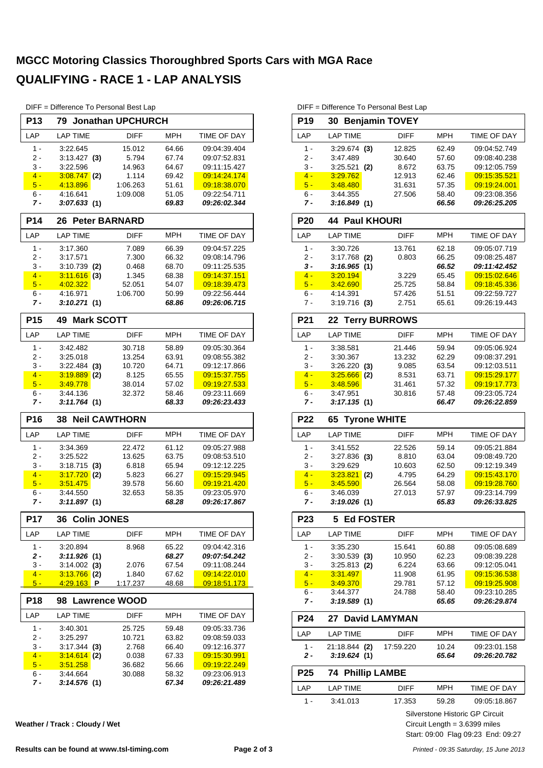# MGCC Motoring Classics Thoroughbred Sports Cars with MGA Race

## QUALIFYING - RACE 1 - LAP ANALYSIS

DIFF = Difference To Personal Best Lap

### P13 79 Jonathan UPCHURCH

| LAP | LAP TIME | DIFF | MPH | TIME OF DAY |
|---|---|---|---|---|
| 1 - | 3:22.645 | 15.012 | 64.66 | 09:04:39.404 |
| 2 - | 3:13.427 (3) | 5.794 | 67.74 | 09:07:52.831 |
| 3 - | 3:22.596 | 14.963 | 64.67 | 09:11:15.427 |
| 4 - | 3:08.747 (2) | 1.114 | 69.42 | 09:14:24.174 |
| 5 - | 4:13.896 | 1:06.263 | 51.61 | 09:18:38.070 |
| 6 - | 4:16.641 | 1:09.008 | 51.05 | 09:22:54.711 |
| ***7 -*** | ***3:07.633 (1)*** | | ***69.83*** | ***09:26:02.344*** |

### P14 26 Peter BARNARD

| LAP | LAP TIME | DIFF | MPH | TIME OF DAY |
|---|---|---|---|---|
| 1 - | 3:17.360 | 7.089 | 66.39 | 09:04:57.225 |
| 2 - | 3:17.571 | 7.300 | 66.32 | 09:08:14.796 |
| 3 - | 3:10.739 (2) | 0.468 | 68.70 | 09:11:25.535 |
| 4 - | 3:11.616 (3) | 1.345 | 68.38 | 09:14:37.151 |
| 5 - | 4:02.322 | 52.051 | 54.07 | 09:18:39.473 |
| 6 - | 4:16.971 | 1:06.700 | 50.99 | 09:22:56.444 |
| ***7 -*** | ***3:10.271 (1)*** | | ***68.86*** | ***09:26:06.715*** |

### P15 49 Mark SCOTT

| LAP | LAP TIME | DIFF | MPH | TIME OF DAY |
|---|---|---|---|---|
| 1 - | 3:42.482 | 30.718 | 58.89 | 09:05:30.364 |
| 2 - | 3:25.018 | 13.254 | 63.91 | 09:08:55.382 |
| 3 - | 3:22.484 (3) | 10.720 | 64.71 | 09:12:17.866 |
| 4 - | 3:19.889 (2) | 8.125 | 65.55 | 09:15:37.755 |
| 5 - | 3:49.778 | 38.014 | 57.02 | 09:19:27.533 |
| 6 - | 3:44.136 | 32.372 | 58.46 | 09:23:11.669 |
| ***7 -*** | ***3:11.764 (1)*** | | ***68.33*** | ***09:26:23.433*** |

### P16 38 Neil CAWTHORN

| LAP | LAP TIME | DIFF | MPH | TIME OF DAY |
|---|---|---|---|---|
| 1 - | 3:34.369 | 22.472 | 61.12 | 09:05:27.988 |
| 2 - | 3:25.522 | 13.625 | 63.75 | 09:08:53.510 |
| 3 - | 3:18.715 (3) | 6.818 | 65.94 | 09:12:12.225 |
| 4 - | 3:17.720 (2) | 5.823 | 66.27 | 09:15:29.945 |
| 5 - | 3:51.475 | 39.578 | 56.60 | 09:19:21.420 |
| 6 - | 3:44.550 | 32.653 | 58.35 | 09:23:05.970 |
| ***7 -*** | ***3:11.897 (1)*** | | ***68.28*** | ***09:26:17.867*** |

### P17 36 Colin JONES

| LAP | LAP TIME | DIFF | MPH | TIME OF DAY |
|---|---|---|---|---|
| 1 - | 3:20.894 | 8.968 | 65.22 | 09:04:42.316 |
| ***2 -*** | ***3:11.926 (1)*** | | ***68.27*** | ***09:07:54.242*** |
| 3 - | 3:14.002 (3) | 2.076 | 67.54 | 09:11:08.244 |
| 4 - | 3:13.766 (2) | 1.840 | 67.62 | 09:14:22.010 |
| 5 - | 4:29.163 P | 1:17.237 | 48.68 | 09:18:51.173 |

### P18 98 Lawrence WOOD

| LAP | LAP TIME | DIFF | MPH | TIME OF DAY |
|---|---|---|---|---|
| 1 - | 3:40.301 | 25.725 | 59.48 | 09:05:33.736 |
| 2 - | 3:25.297 | 10.721 | 63.82 | 09:08:59.033 |
| 3 - | 3:17.344 (3) | 2.768 | 66.40 | 09:12:16.377 |
| 4 - | 3:14.614 (2) | 0.038 | 67.33 | 09:15:30.991 |
| 5 - | 3:51.258 | 36.682 | 56.66 | 09:19:22.249 |
| 6 - | 3:44.664 | 30.088 | 58.32 | 09:23:06.913 |
| ***7 -*** | ***3:14.576 (1)*** | | ***67.34*** | ***09:26:21.489*** |

### P19 30 Benjamin TOVEY

| LAP | LAP TIME | DIFF | MPH | TIME OF DAY |
|---|---|---|---|---|
| 1 - | 3:29.674 (3) | 12.825 | 62.49 | 09:04:52.749 |
| 2 - | 3:47.489 | 30.640 | 57.60 | 09:08:40.238 |
| 3 - | 3:25.521 (2) | 8.672 | 63.75 | 09:12:05.759 |
| 4 - | 3:29.762 | 12.913 | 62.46 | 09:15:35.521 |
| 5 - | 3:48.480 | 31.631 | 57.35 | 09:19:24.001 |
| 6 - | 3:44.355 | 27.506 | 58.40 | 09:23:08.356 |
| ***7 -*** | ***3:16.849 (1)*** | | ***66.56*** | ***09:26:25.205*** |

### P20 44 Paul KHOURI

| LAP | LAP TIME | DIFF | MPH | TIME OF DAY |
|---|---|---|---|---|
| 1 - | 3:30.726 | 13.761 | 62.18 | 09:05:07.719 |
| 2 - | 3:17.768 (2) | 0.803 | 66.25 | 09:08:25.487 |
| ***3 -*** | ***3:16.965 (1)*** | | ***66.52*** | ***09:11:42.452*** |
| 4 - | 3:20.194 | 3.229 | 65.45 | 09:15:02.646 |
| 5 - | 3:42.690 | 25.725 | 58.84 | 09:18:45.336 |
| 6 - | 4:14.391 | 57.426 | 51.51 | 09:22:59.727 |
| 7 - | 3:19.716 (3) | 2.751 | 65.61 | 09:26:19.443 |

### P21 22 Terry BURROWS

| LAP | LAP TIME | DIFF | MPH | TIME OF DAY |
|---|---|---|---|---|
| 1 - | 3:38.581 | 21.446 | 59.94 | 09:05:06.924 |
| 2 - | 3:30.367 | 13.232 | 62.29 | 09:08:37.291 |
| 3 - | 3:26.220 (3) | 9.085 | 63.54 | 09:12:03.511 |
| 4 - | 3:25.666 (2) | 8.531 | 63.71 | 09:15:29.177 |
| 5 - | 3:48.596 | 31.461 | 57.32 | 09:19:17.773 |
| 6 - | 3:47.951 | 30.816 | 57.48 | 09:23:05.724 |
| ***7 -*** | ***3:17.135 (1)*** | | ***66.47*** | ***09:26:22.859*** |

### P22 65 Tyrone WHITE

| LAP | LAP TIME | DIFF | MPH | TIME OF DAY |
|---|---|---|---|---|
| 1 - | 3:41.552 | 22.526 | 59.14 | 09:05:21.884 |
| 2 - | 3:27.836 (3) | 8.810 | 63.04 | 09:08:49.720 |
| 3 - | 3:29.629 | 10.603 | 62.50 | 09:12:19.349 |
| 4 - | 3:23.821 (2) | 4.795 | 64.29 | 09:15:43.170 |
| 5 - | 3:45.590 | 26.564 | 58.08 | 09:19:28.760 |
| 6 - | 3:46.039 | 27.013 | 57.97 | 09:23:14.799 |
| ***7 -*** | ***3:19.026 (1)*** | | ***65.83*** | ***09:26:33.825*** |

### P23 5 Ed FOSTER

| LAP | LAP TIME | DIFF | MPH | TIME OF DAY |
|---|---|---|---|---|
| 1 - | 3:35.230 | 15.641 | 60.88 | 09:05:08.689 |
| 2 - | 3:30.539 (3) | 10.950 | 62.23 | 09:08:39.228 |
| 3 - | 3:25.813 (2) | 6.224 | 63.66 | 09:12:05.041 |
| 4 - | 3:31.497 | 11.908 | 61.95 | 09:15:36.538 |
| 5 - | 3:49.370 | 29.781 | 57.12 | 09:19:25.908 |
| 6 - | 3:44.377 | 24.788 | 58.40 | 09:23:10.285 |
| ***7 -*** | ***3:19.589 (1)*** | | ***65.65*** | ***09:26:29.874*** |

### P24 27 David LAMYMAN

| LAP | LAP TIME | DIFF | MPH | TIME OF DAY |
|---|---|---|---|---|
| 1 - | 21:18.844 (2) | 17:59.220 | 10.24 | 09:23:01.158 |
| ***2 -*** | ***3:19.624 (1)*** | | ***65.64*** | ***09:26:20.782*** |

### P25 74 Phillip LAMBE

| LAP | LAP TIME | DIFF | MPH | TIME OF DAY |
|---|---|---|---|---|
| 1 - | 3:41.013 | 17.353 | 59.28 | 09:05:18.867 |

Silverstone Historic GP Circuit
Circuit Length = 3.6399 miles
Start: 09:00 Flag 09:23 End: 09:27

**Weather / Track : Cloudy / Wet**

**Results can be found at www.tsl-timing.com**

*Printed - 09:35 Saturday, 15 June 2013*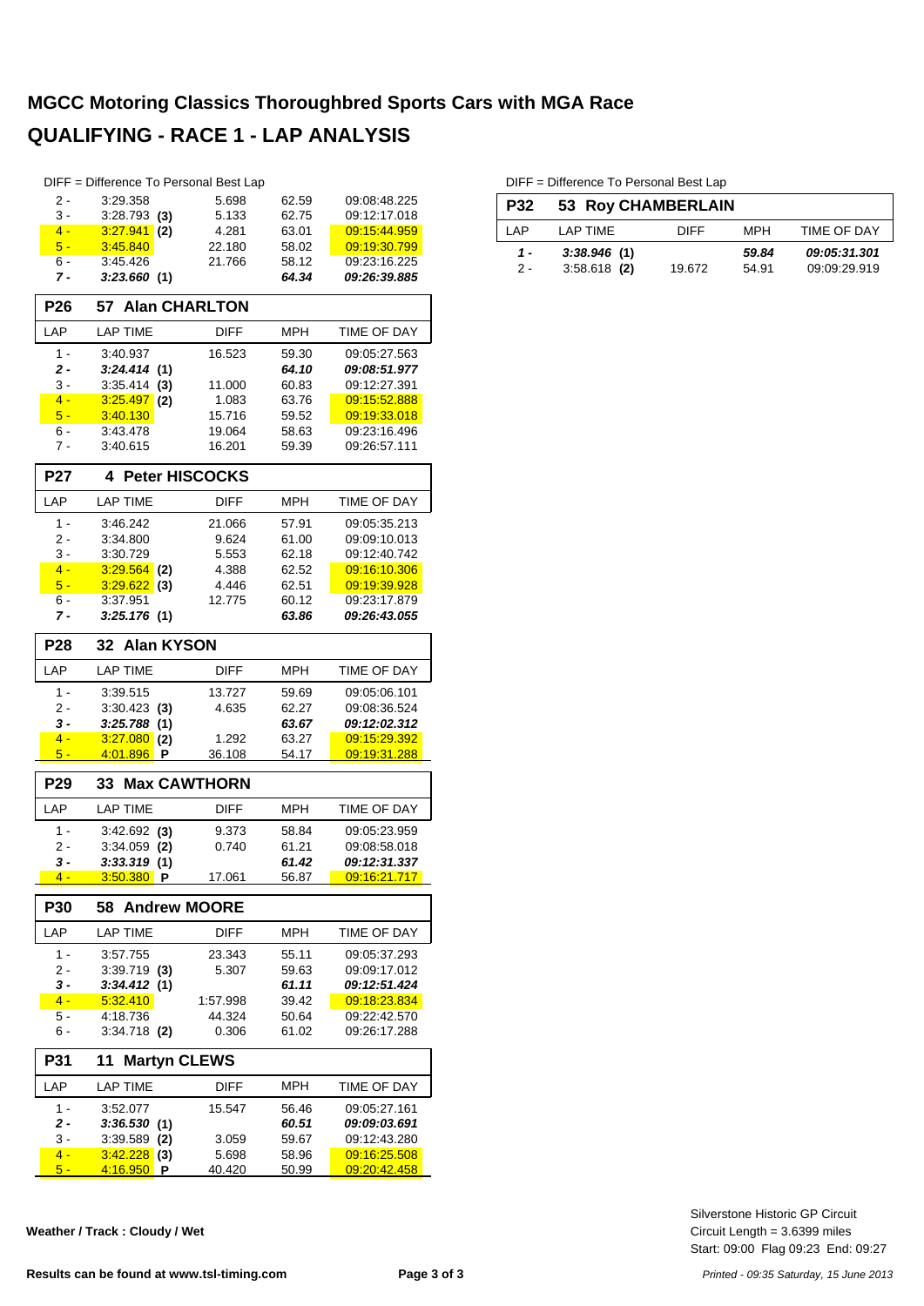# MGCC Motoring Classics Thoroughbred Sports Cars with MGA Race

## QUALIFYING - RACE 1 - LAP ANALYSIS

DIFF = Difference To Personal Best Lap

| LAP | LAP TIME | DIFF | MPH | TIME OF DAY |
|---|---|---|---|---|
| 2 - | 3:29.358 | 5.698 | 62.59 | 09:08:48.225 |
| 3 - | 3:28.793 **(3)** | 5.133 | 62.75 | 09:12:17.018 |
| 4 - | 3:27.941 **(2)** | 4.281 | 63.01 | 09:15:44.959 |
| 5 - | 3:45.840 | 22.180 | 58.02 | 09:19:30.799 |
| 6 - | 3:45.426 | 21.766 | 58.12 | 09:23:16.225 |
| ***7 -*** | ***3:23.660 (1)*** | | ***64.34*** | ***09:26:39.885*** |

### P26 57 Alan CHARLTON

| LAP | LAP TIME | DIFF | MPH | TIME OF DAY |
|---|---|---|---|---|
| 1 - | 3:40.937 | 16.523 | 59.30 | 09:05:27.563 |
| ***2 -*** | ***3:24.414 (1)*** | | ***64.10*** | ***09:08:51.977*** |
| 3 - | 3:35.414 **(3)** | 11.000 | 60.83 | 09:12:27.391 |
| 4 - | 3:25.497 **(2)** | 1.083 | 63.76 | 09:15:52.888 |
| 5 - | 3:40.130 | 15.716 | 59.52 | 09:19:33.018 |
| 6 - | 3:43.478 | 19.064 | 58.63 | 09:23:16.496 |
| 7 - | 3:40.615 | 16.201 | 59.39 | 09:26:57.111 |

### P27 4 Peter HISCOCKS

| LAP | LAP TIME | DIFF | MPH | TIME OF DAY |
|---|---|---|---|---|
| 1 - | 3:46.242 | 21.066 | 57.91 | 09:05:35.213 |
| 2 - | 3:34.800 | 9.624 | 61.00 | 09:09:10.013 |
| 3 - | 3:30.729 | 5.553 | 62.18 | 09:12:40.742 |
| 4 - | 3:29.564 **(2)** | 4.388 | 62.52 | 09:16:10.306 |
| 5 - | 3:29.622 **(3)** | 4.446 | 62.51 | 09:19:39.928 |
| 6 - | 3:37.951 | 12.775 | 60.12 | 09:23:17.879 |
| ***7 -*** | ***3:25.176 (1)*** | | ***63.86*** | ***09:26:43.055*** |

### P28 32 Alan KYSON

| LAP | LAP TIME | DIFF | MPH | TIME OF DAY |
|---|---|---|---|---|
| 1 - | 3:39.515 | 13.727 | 59.69 | 09:05:06.101 |
| 2 - | 3:30.423 **(3)** | 4.635 | 62.27 | 09:08:36.524 |
| ***3 -*** | ***3:25.788 (1)*** | | ***63.67*** | ***09:12:02.312*** |
| 4 - | 3:27.080 **(2)** | 1.292 | 63.27 | 09:15:29.392 |
| 5 - | 4:01.896 **P** | 36.108 | 54.17 | 09:19:31.288 |

### P29 33 Max CAWTHORN

| LAP | LAP TIME | DIFF | MPH | TIME OF DAY |
|---|---|---|---|---|
| 1 - | 3:42.692 **(3)** | 9.373 | 58.84 | 09:05:23.959 |
| 2 - | 3:34.059 **(2)** | 0.740 | 61.21 | 09:08:58.018 |
| ***3 -*** | ***3:33.319 (1)*** | | ***61.42*** | ***09:12:31.337*** |
| 4 - | 3:50.380 **P** | 17.061 | 56.87 | 09:16:21.717 |

### P30 58 Andrew MOORE

| LAP | LAP TIME | DIFF | MPH | TIME OF DAY |
|---|---|---|---|---|
| 1 - | 3:57.755 | 23.343 | 55.11 | 09:05:37.293 |
| 2 - | 3:39.719 **(3)** | 5.307 | 59.63 | 09:09:17.012 |
| ***3 -*** | ***3:34.412 (1)*** | | ***61.11*** | ***09:12:51.424*** |
| 4 - | 5:32.410 | 1:57.998 | 39.42 | 09:18:23.834 |
| 5 - | 4:18.736 | 44.324 | 50.64 | 09:22:42.570 |
| 6 - | 3:34.718 **(2)** | 0.306 | 61.02 | 09:26:17.288 |

### P31 11 Martyn CLEWS

| LAP | LAP TIME | DIFF | MPH | TIME OF DAY |
|---|---|---|---|---|
| 1 - | 3:52.077 | 15.547 | 56.46 | 09:05:27.161 |
| ***2 -*** | ***3:36.530 (1)*** | | ***60.51*** | ***09:09:03.691*** |
| 3 - | 3:39.589 **(2)** | 3.059 | 59.67 | 09:12:43.280 |
| 4 - | 3:42.228 **(3)** | 5.698 | 58.96 | 09:16:25.508 |
| 5 - | 4:16.950 **P** | 40.420 | 50.99 | 09:20:42.458 |

DIFF = Difference To Personal Best Lap

### P32 53 Roy CHAMBERLAIN

| LAP | LAP TIME | DIFF | MPH | TIME OF DAY |
|---|---|---|---|---|
| ***1 -*** | ***3:38.946 (1)*** | | ***59.84*** | ***09:05:31.301*** |
| 2 - | 3:58.618 **(2)** | 19.672 | 54.91 | 09:09:29.919 |

**Weather / Track : Cloudy / Wet**

Silverstone Historic GP Circuit
Circuit Length = 3.6399 miles
Start: 09:00 Flag 09:23 End: 09:27

**Results can be found at www.tsl-timing.com**

*Printed - 09:35 Saturday, 15 June 2013*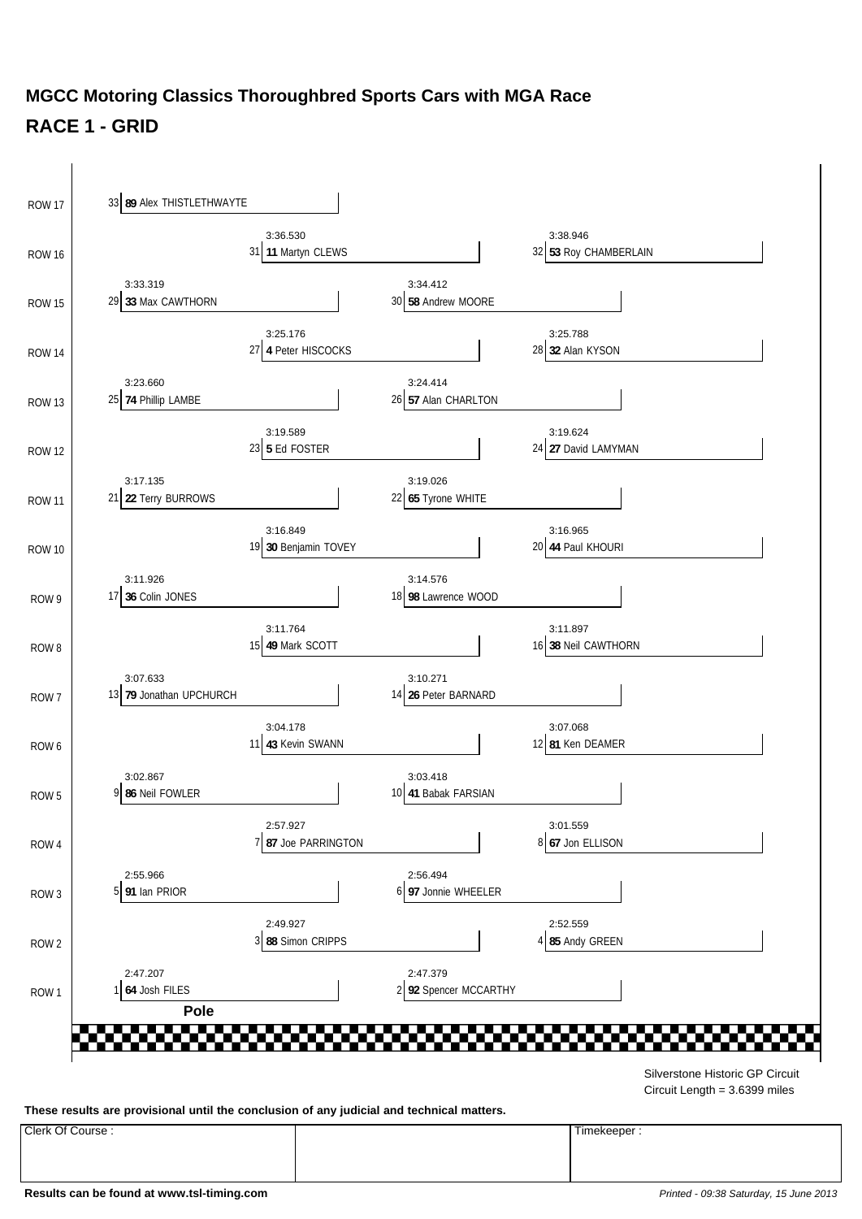# MGCC Motoring Classics Thoroughbred Sports Cars with MGA Race

## RACE 1 - GRID

| Row | Pos | No | Driver | Time |
|---|---|---|---|---|
| ROW 17 | 33 | **89** | Alex THISTLETHWAYTE | |
| ROW 16 | 31 | **11** | Martyn CLEWS | 3:36.530 |
| ROW 16 | 32 | **53** | Roy CHAMBERLAIN | 3:38.946 |
| ROW 15 | 29 | **33** | Max CAWTHORN | 3:33.319 |
| ROW 15 | 30 | **58** | Andrew MOORE | 3:34.412 |
| ROW 14 | 27 | **4** | Peter HISCOCKS | 3:25.176 |
| ROW 14 | 28 | **32** | Alan KYSON | 3:25.788 |
| ROW 13 | 25 | **74** | Phillip LAMBE | 3:23.660 |
| ROW 13 | 26 | **57** | Alan CHARLTON | 3:24.414 |
| ROW 12 | 23 | **5** | Ed FOSTER | 3:19.589 |
| ROW 12 | 24 | **27** | David LAMYMAN | 3:19.624 |
| ROW 11 | 21 | **22** | Terry BURROWS | 3:17.135 |
| ROW 11 | 22 | **65** | Tyrone WHITE | 3:19.026 |
| ROW 10 | 19 | **30** | Benjamin TOVEY | 3:16.849 |
| ROW 10 | 20 | **44** | Paul KHOURI | 3:16.965 |
| ROW 9 | 17 | **36** | Colin JONES | 3:11.926 |
| ROW 9 | 18 | **98** | Lawrence WOOD | 3:14.576 |
| ROW 8 | 15 | **49** | Mark SCOTT | 3:11.764 |
| ROW 8 | 16 | **38** | Neil CAWTHORN | 3:11.897 |
| ROW 7 | 13 | **79** | Jonathan UPCHURCH | 3:07.633 |
| ROW 7 | 14 | **26** | Peter BARNARD | 3:10.271 |
| ROW 6 | 11 | **43** | Kevin SWANN | 3:04.178 |
| ROW 6 | 12 | **81** | Ken DEAMER | 3:07.068 |
| ROW 5 | 9 | **86** | Neil FOWLER | 3:02.867 |
| ROW 5 | 10 | **41** | Babak FARSIAN | 3:03.418 |
| ROW 4 | 7 | **87** | Joe PARRINGTON | 2:57.927 |
| ROW 4 | 8 | **67** | Jon ELLISON | 3:01.559 |
| ROW 3 | 5 | **91** | Ian PRIOR | 2:55.966 |
| ROW 3 | 6 | **97** | Jonnie WHEELER | 2:56.494 |
| ROW 2 | 3 | **88** | Simon CRIPPS | 2:49.927 |
| ROW 2 | 4 | **85** | Andy GREEN | 2:52.559 |
| ROW 1 | 1 | **64** | Josh FILES | 2:47.207 |
| ROW 1 | 2 | **92** | Spencer MCCARTHY | 2:47.379 |

**Pole**

Silverstone Historic GP Circuit
Circuit Length = 3.6399 miles

**These results are provisional until the conclusion of any judicial and technical matters.**

| Clerk Of Course : | | Timekeeper : |
|---|---|---|
| | | |

**Results can be found at www.tsl-timing.com**

*Printed - 09:38 Saturday, 15 June 2013*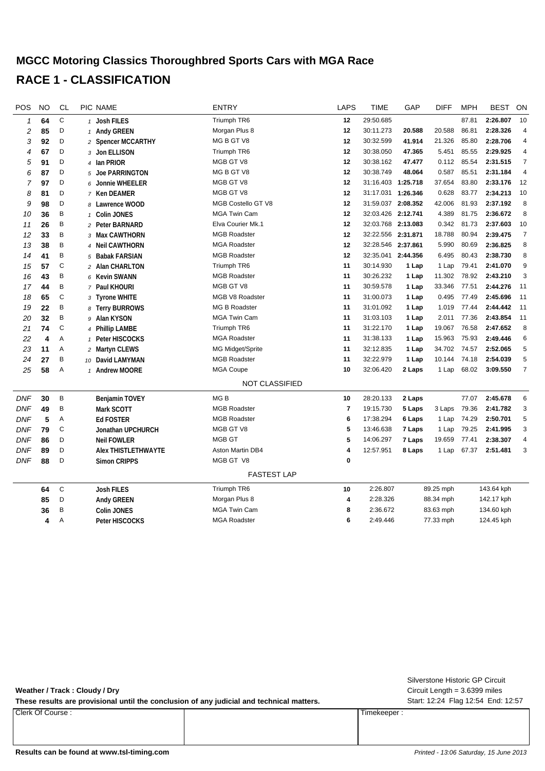# MGCC Motoring Classics Thoroughbred Sports Cars with MGA Race

## RACE 1 - CLASSIFICATION

| POS | NO | CL | PIC | NAME | ENTRY | LAPS | TIME | GAP | DIFF | MPH | BEST | ON |
|---|---|---|---|---|---|---|---|---|---|---|---|---|
| 1 | 64 | C | 1 | Josh FILES | Triumph TR6 | 12 | 29:50.685 | | | 87.81 | 2:26.807 | 10 |
| 2 | 85 | D | 1 | Andy GREEN | Morgan Plus 8 | 12 | 30:11.273 | 20.588 | 20.588 | 86.81 | 2:28.326 | 4 |
| 3 | 92 | D | 2 | Spencer MCCARTHY | MG B GT V8 | 12 | 30:32.599 | 41.914 | 21.326 | 85.80 | 2:28.706 | 4 |
| 4 | 67 | D | 3 | Jon ELLISON | Triumph TR6 | 12 | 30:38.050 | 47.365 | 5.451 | 85.55 | 2:29.925 | 4 |
| 5 | 91 | D | 4 | Ian PRIOR | MGB GT V8 | 12 | 30:38.162 | 47.477 | 0.112 | 85.54 | 2:31.515 | 7 |
| 6 | 87 | D | 5 | Joe PARRINGTON | MG B GT V8 | 12 | 30:38.749 | 48.064 | 0.587 | 85.51 | 2:31.184 | 4 |
| 7 | 97 | D | 6 | Jonnie WHEELER | MGB GT V8 | 12 | 31:16.403 | 1:25.718 | 37.654 | 83.80 | 2:33.176 | 12 |
| 8 | 81 | D | 7 | Ken DEAMER | MGB GT V8 | 12 | 31:17.031 | 1:26.346 | 0.628 | 83.77 | 2:34.213 | 10 |
| 9 | 98 | D | 8 | Lawrence WOOD | MGB Costello GT V8 | 12 | 31:59.037 | 2:08.352 | 42.006 | 81.93 | 2:37.192 | 8 |
| 10 | 36 | B | 1 | Colin JONES | MGA Twin Cam | 12 | 32:03.426 | 2:12.741 | 4.389 | 81.75 | 2:36.672 | 8 |
| 11 | 26 | B | 2 | Peter BARNARD | Elva Courier Mk.1 | 12 | 32:03.768 | 2:13.083 | 0.342 | 81.73 | 2:37.603 | 10 |
| 12 | 33 | B | 3 | Max CAWTHORN | MGB Roadster | 12 | 32:22.556 | 2:31.871 | 18.788 | 80.94 | 2:39.475 | 7 |
| 13 | 38 | B | 4 | Neil CAWTHORN | MGA Roadster | 12 | 32:28.546 | 2:37.861 | 5.990 | 80.69 | 2:36.825 | 8 |
| 14 | 41 | B | 5 | Babak FARSIAN | MGB Roadster | 12 | 32:35.041 | 2:44.356 | 6.495 | 80.43 | 2:38.730 | 8 |
| 15 | 57 | C | 2 | Alan CHARLTON | Triumph TR6 | 11 | 30:14.930 | 1 Lap | 1 Lap | 79.41 | 2:41.070 | 9 |
| 16 | 43 | B | 6 | Kevin SWANN | MGB Roadster | 11 | 30:26.232 | 1 Lap | 11.302 | 78.92 | 2:43.210 | 3 |
| 17 | 44 | B | 7 | Paul KHOURI | MGB GT V8 | 11 | 30:59.578 | 1 Lap | 33.346 | 77.51 | 2:44.276 | 11 |
| 18 | 65 | C | 3 | Tyrone WHITE | MGB V8 Roadster | 11 | 31:00.073 | 1 Lap | 0.495 | 77.49 | 2:45.696 | 11 |
| 19 | 22 | B | 8 | Terry BURROWS | MG B Roadster | 11 | 31:01.092 | 1 Lap | 1.019 | 77.44 | 2:44.442 | 11 |
| 20 | 32 | B | 9 | Alan KYSON | MGA Twin Cam | 11 | 31:03.103 | 1 Lap | 2.011 | 77.36 | 2:43.854 | 11 |
| 21 | 74 | C | 4 | Phillip LAMBE | Triumph TR6 | 11 | 31:22.170 | 1 Lap | 19.067 | 76.58 | 2:47.652 | 8 |
| 22 | 4 | A | 1 | Peter HISCOCKS | MGA Roadster | 11 | 31:38.133 | 1 Lap | 15.963 | 75.93 | 2:49.446 | 6 |
| 23 | 11 | A | 2 | Martyn CLEWS | MG Midget/Sprite | 11 | 32:12.835 | 1 Lap | 34.702 | 74.57 | 2:52.065 | 5 |
| 24 | 27 | B | 10 | David LAMYMAN | MGB Roadster | 11 | 32:22.979 | 1 Lap | 10.144 | 74.18 | 2:54.039 | 5 |
| 25 | 58 | A | 1 | Andrew MOORE | MGA Coupe | 10 | 32:06.420 | 2 Laps | 1 Lap | 68.02 | 3:09.550 | 7 |
| | | | | | NOT CLASSIFIED | | | | | | | |
| DNF | 30 | B | | Benjamin TOVEY | MG B | 10 | 28:20.133 | 2 Laps | | 77.07 | 2:45.678 | 6 |
| DNF | 49 | B | | Mark SCOTT | MGB Roadster | 7 | 19:15.730 | 5 Laps | 3 Laps | 79.36 | 2:41.782 | 3 |
| DNF | 5 | A | | Ed FOSTER | MGB Roadster | 6 | 17:38.294 | 6 Laps | 1 Lap | 74.29 | 2:50.701 | 5 |
| DNF | 79 | C | | Jonathan UPCHURCH | MGB GT V8 | 5 | 13:46.638 | 7 Laps | 1 Lap | 79.25 | 2:41.995 | 3 |
| DNF | 86 | D | | Neil FOWLER | MGB GT | 5 | 14:06.297 | 7 Laps | 19.659 | 77.41 | 2:38.307 | 4 |
| DNF | 89 | D | | Alex THISTLETHWAYTE | Aston Martin DB4 | 4 | 12:57.951 | 8 Laps | 1 Lap | 67.37 | 2:51.481 | 3 |
| DNF | 88 | D | | Simon CRIPPS | MGB GT V8 | 0 | | | | | | |

### FASTEST LAP

| NO | CL | NAME | ENTRY | LAP | TIME | MPH | KPH |
|---|---|---|---|---|---|---|---|
| 64 | C | Josh FILES | Triumph TR6 | 10 | 2:26.807 | 89.25 mph | 143.64 kph |
| 85 | D | Andy GREEN | Morgan Plus 8 | 4 | 2:28.326 | 88.34 mph | 142.17 kph |
| 36 | B | Colin JONES | MGA Twin Cam | 8 | 2:36.672 | 83.63 mph | 134.60 kph |
| 4 | A | Peter HISCOCKS | MGA Roadster | 6 | 2:49.446 | 77.33 mph | 124.45 kph |

**Weather / Track : Cloudy / Dry**

**These results are provisional until the conclusion of any judicial and technical matters.**

Silverstone Historic GP Circuit
Circuit Length = 3.6399 miles
Start: 12:24 Flag 12:54 End: 12:57

| Clerk Of Course : | | Timekeeper : |
|---|---|---|
| | | |

**Results can be found at www.tsl-timing.com**

*Printed - 13:06 Saturday, 15 June 2013*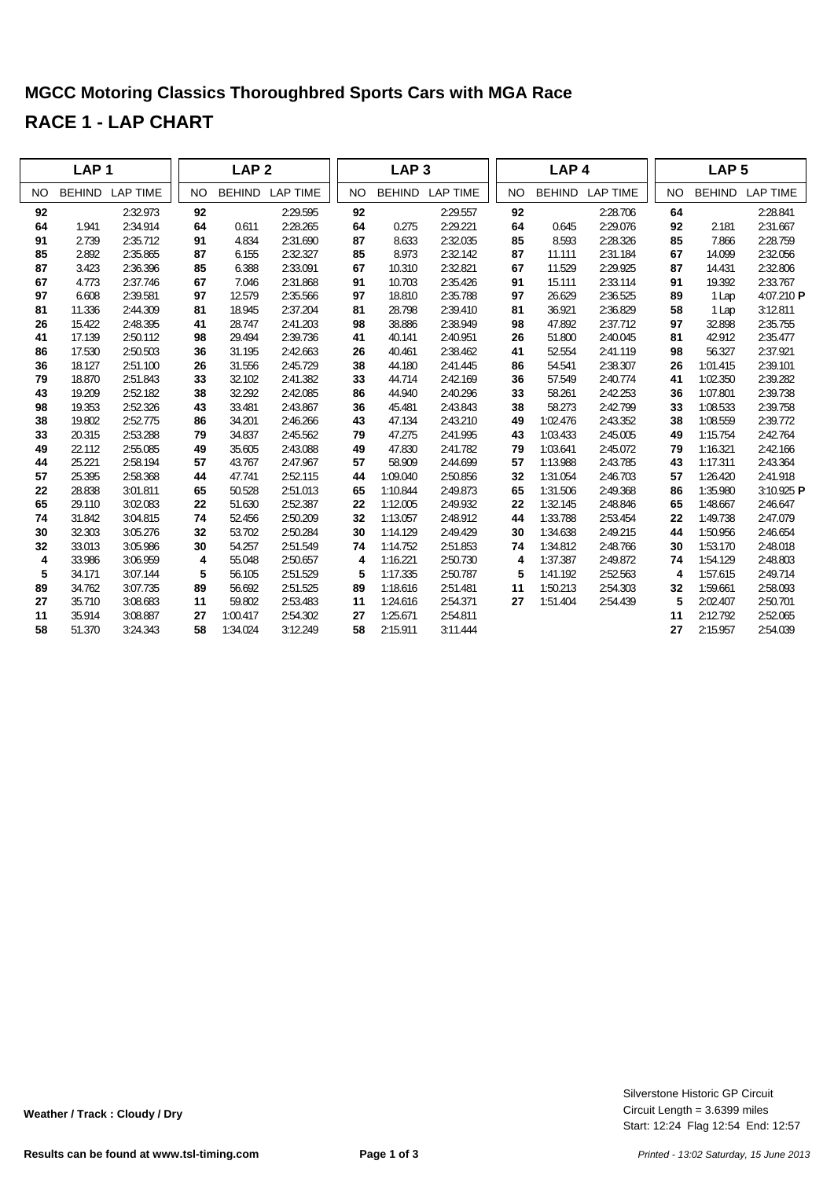# MGCC Motoring Classics Thoroughbred Sports Cars with MGA Race

## RACE 1 - LAP CHART

| LAP 1 | | | LAP 2 | | | LAP 3 | | | LAP 4 | | | LAP 5 | | |
|---|---|---|---|---|---|---|---|---|---|---|---|---|---|---|
| NO | BEHIND | LAP TIME | NO | BEHIND | LAP TIME | NO | BEHIND | LAP TIME | NO | BEHIND | LAP TIME | NO | BEHIND | LAP TIME |
| **92** | | 2:32.973 | **92** | | 2:29.595 | **92** | | 2:29.557 | **92** | | 2:28.706 | **64** | | 2:28.841 |
| **64** | 1.941 | 2:34.914 | **64** | 0.611 | 2:28.265 | **64** | 0.275 | 2:29.221 | **64** | 0.645 | 2:29.076 | **92** | 2.181 | 2:31.667 |
| **91** | 2.739 | 2:35.712 | **91** | 4.834 | 2:31.690 | **87** | 8.633 | 2:32.035 | **85** | 8.593 | 2:28.326 | **85** | 7.866 | 2:28.759 |
| **85** | 2.892 | 2:35.865 | **87** | 6.155 | 2:32.327 | **85** | 8.973 | 2:32.142 | **87** | 11.111 | 2:31.184 | **67** | 14.099 | 2:32.056 |
| **87** | 3.423 | 2:36.396 | **85** | 6.388 | 2:33.091 | **67** | 10.310 | 2:32.821 | **67** | 11.529 | 2:29.925 | **87** | 14.431 | 2:32.806 |
| **67** | 4.773 | 2:37.746 | **67** | 7.046 | 2:31.868 | **91** | 10.703 | 2:35.426 | **91** | 15.111 | 2:33.114 | **91** | 19.392 | 2:33.767 |
| **97** | 6.608 | 2:39.581 | **97** | 12.579 | 2:35.566 | **97** | 18.810 | 2:35.788 | **97** | 26.629 | 2:36.525 | **89** | 1 Lap | 4:07.210 **P** |
| **81** | 11.336 | 2:44.309 | **81** | 18.945 | 2:37.204 | **81** | 28.798 | 2:39.410 | **81** | 36.921 | 2:36.829 | **58** | 1 Lap | 3:12.811 |
| **26** | 15.422 | 2:48.395 | **41** | 28.747 | 2:41.203 | **98** | 38.886 | 2:38.949 | **98** | 47.892 | 2:37.712 | **97** | 32.898 | 2:35.755 |
| **41** | 17.139 | 2:50.112 | **98** | 29.494 | 2:39.736 | **41** | 40.141 | 2:40.951 | **26** | 51.800 | 2:40.045 | **81** | 42.912 | 2:35.477 |
| **86** | 17.530 | 2:50.503 | **36** | 31.195 | 2:42.663 | **26** | 40.461 | 2:38.462 | **41** | 52.554 | 2:41.119 | **98** | 56.327 | 2:37.921 |
| **36** | 18.127 | 2:51.100 | **26** | 31.556 | 2:45.729 | **38** | 44.180 | 2:41.445 | **86** | 54.541 | 2:38.307 | **26** | 1:01.415 | 2:39.101 |
| **79** | 18.870 | 2:51.843 | **33** | 32.102 | 2:41.382 | **33** | 44.714 | 2:42.169 | **36** | 57.549 | 2:40.774 | **41** | 1:02.350 | 2:39.282 |
| **43** | 19.209 | 2:52.182 | **38** | 32.292 | 2:42.085 | **86** | 44.940 | 2:40.296 | **33** | 58.261 | 2:42.253 | **36** | 1:07.801 | 2:39.738 |
| **98** | 19.353 | 2:52.326 | **43** | 33.481 | 2:43.867 | **36** | 45.481 | 2:43.843 | **38** | 58.273 | 2:42.799 | **33** | 1:08.533 | 2:39.758 |
| **38** | 19.802 | 2:52.775 | **86** | 34.201 | 2:46.266 | **43** | 47.134 | 2:43.210 | **49** | 1:02.476 | 2:43.352 | **38** | 1:08.559 | 2:39.772 |
| **33** | 20.315 | 2:53.288 | **79** | 34.837 | 2:45.562 | **79** | 47.275 | 2:41.995 | **43** | 1:03.433 | 2:45.005 | **49** | 1:15.754 | 2:42.764 |
| **49** | 22.112 | 2:55.085 | **49** | 35.605 | 2:43.088 | **49** | 47.830 | 2:41.782 | **79** | 1:03.641 | 2:45.072 | **79** | 1:16.321 | 2:42.166 |
| **44** | 25.221 | 2:58.194 | **57** | 43.767 | 2:47.967 | **57** | 58.909 | 2:44.699 | **57** | 1:13.988 | 2:43.785 | **43** | 1:17.311 | 2:43.364 |
| **57** | 25.395 | 2:58.368 | **44** | 47.741 | 2:52.115 | **44** | 1:09.040 | 2:50.856 | **32** | 1:31.054 | 2:46.703 | **57** | 1:26.420 | 2:41.918 |
| **22** | 28.838 | 3:01.811 | **65** | 50.528 | 2:51.013 | **65** | 1:10.844 | 2:49.873 | **65** | 1:31.506 | 2:49.368 | **86** | 1:35.980 | 3:10.925 **P** |
| **65** | 29.110 | 3:02.083 | **22** | 51.630 | 2:52.387 | **22** | 1:12.005 | 2:49.932 | **22** | 1:32.145 | 2:48.846 | **65** | 1:48.667 | 2:46.647 |
| **74** | 31.842 | 3:04.815 | **74** | 52.456 | 2:50.209 | **32** | 1:13.057 | 2:48.912 | **44** | 1:33.788 | 2:53.454 | **22** | 1:49.738 | 2:47.079 |
| **30** | 32.303 | 3:05.276 | **32** | 53.702 | 2:50.284 | **30** | 1:14.129 | 2:49.429 | **30** | 1:34.638 | 2:49.215 | **44** | 1:50.956 | 2:46.654 |
| **32** | 33.013 | 3:05.986 | **30** | 54.257 | 2:51.549 | **74** | 1:14.752 | 2:51.853 | **74** | 1:34.812 | 2:48.766 | **30** | 1:53.170 | 2:48.018 |
| **4** | 33.986 | 3:06.959 | **4** | 55.048 | 2:50.657 | **4** | 1:16.221 | 2:50.730 | **4** | 1:37.387 | 2:49.872 | **74** | 1:54.129 | 2:48.803 |
| **5** | 34.171 | 3:07.144 | **5** | 56.105 | 2:51.529 | **5** | 1:17.335 | 2:50.787 | **5** | 1:41.192 | 2:52.563 | **4** | 1:57.615 | 2:49.714 |
| **89** | 34.762 | 3:07.735 | **89** | 56.692 | 2:51.525 | **89** | 1:18.616 | 2:51.481 | **11** | 1:50.213 | 2:54.303 | **32** | 1:59.661 | 2:58.093 |
| **27** | 35.710 | 3:08.683 | **11** | 59.802 | 2:53.483 | **11** | 1:24.616 | 2:54.371 | **27** | 1:51.404 | 2:54.439 | **5** | 2:02.407 | 2:50.701 |
| **11** | 35.914 | 3:08.887 | **27** | 1:00.417 | 2:54.302 | **27** | 1:25.671 | 2:54.811 | | | | **11** | 2:12.792 | 2:52.065 |
| **58** | 51.370 | 3:24.343 | **58** | 1:34.024 | 3:12.249 | **58** | 2:15.911 | 3:11.444 | | | | **27** | 2:15.957 | 2:54.039 |

**Weather / Track : Cloudy / Dry**

Silverstone Historic GP Circuit
Circuit Length = 3.6399 miles
Start: 12:24 Flag 12:54 End: 12:57

**Results can be found at www.tsl-timing.com**

*Printed - 13:02 Saturday, 15 June 2013*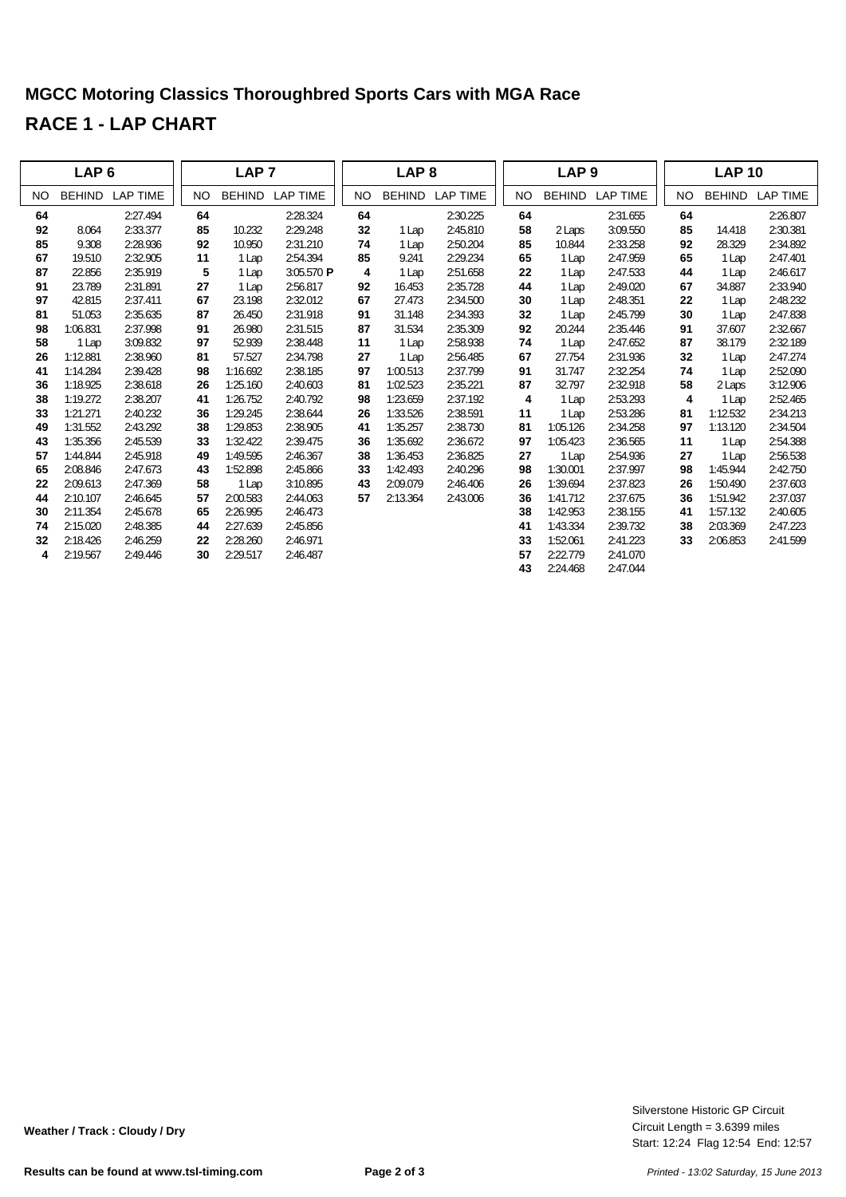# MGCC Motoring Classics Thoroughbred Sports Cars with MGA Race

## RACE 1 - LAP CHART

| LAP 6 | | | LAP 7 | | | LAP 8 | | | LAP 9 | | | LAP 10 | | |
|---|---|---|---|---|---|---|---|---|---|---|---|---|---|---|
| NO | BEHIND | LAP TIME | NO | BEHIND | LAP TIME | NO | BEHIND | LAP TIME | NO | BEHIND | LAP TIME | NO | BEHIND | LAP TIME |
| 64 | | 2:27.494 | 64 | | 2:28.324 | 64 | | 2:30.225 | 64 | | 2:31.655 | 64 | | 2:26.807 |
| 92 | 8.064 | 2:33.377 | 85 | 10.232 | 2:29.248 | 32 | 1 Lap | 2:45.810 | 58 | 2 Laps | 3:09.550 | 85 | 14.418 | 2:30.381 |
| 85 | 9.308 | 2:28.936 | 92 | 10.950 | 2:31.210 | 74 | 1 Lap | 2:50.204 | 85 | 10.844 | 2:33.258 | 92 | 28.329 | 2:34.892 |
| 67 | 19.510 | 2:32.905 | 11 | 1 Lap | 2:54.394 | 85 | 9.241 | 2:29.234 | 65 | 1 Lap | 2:47.959 | 65 | 1 Lap | 2:47.401 |
| 87 | 22.856 | 2:35.919 | 5 | 1 Lap | 3:05.570 **P** | 4 | 1 Lap | 2:51.658 | 22 | 1 Lap | 2:47.533 | 44 | 1 Lap | 2:46.617 |
| 91 | 23.789 | 2:31.891 | 27 | 1 Lap | 2:56.817 | 92 | 16.453 | 2:35.728 | 44 | 1 Lap | 2:49.020 | 67 | 34.887 | 2:33.940 |
| 97 | 42.815 | 2:37.411 | 67 | 23.198 | 2:32.012 | 67 | 27.473 | 2:34.500 | 30 | 1 Lap | 2:48.351 | 22 | 1 Lap | 2:48.232 |
| 81 | 51.053 | 2:35.635 | 87 | 26.450 | 2:31.918 | 91 | 31.148 | 2:34.393 | 32 | 1 Lap | 2:45.799 | 30 | 1 Lap | 2:47.838 |
| 98 | 1:06.831 | 2:37.998 | 91 | 26.980 | 2:31.515 | 87 | 31.534 | 2:35.309 | 92 | 20.244 | 2:35.446 | 91 | 37.607 | 2:32.667 |
| 58 | 1 Lap | 3:09.832 | 97 | 52.939 | 2:38.448 | 11 | 1 Lap | 2:58.938 | 74 | 1 Lap | 2:47.652 | 87 | 38.179 | 2:32.189 |
| 26 | 1:12.881 | 2:38.960 | 81 | 57.527 | 2:34.798 | 27 | 1 Lap | 2:56.485 | 67 | 27.754 | 2:31.936 | 32 | 1 Lap | 2:47.274 |
| 41 | 1:14.284 | 2:39.428 | 98 | 1:16.692 | 2:38.185 | 97 | 1:00.513 | 2:37.799 | 91 | 31.747 | 2:32.254 | 74 | 1 Lap | 2:52.090 |
| 36 | 1:18.925 | 2:38.618 | 26 | 1:25.160 | 2:40.603 | 81 | 1:02.523 | 2:35.221 | 87 | 32.797 | 2:32.918 | 58 | 2 Laps | 3:12.906 |
| 38 | 1:19.272 | 2:38.207 | 41 | 1:26.752 | 2:40.792 | 98 | 1:23.659 | 2:37.192 | 4 | 1 Lap | 2:53.293 | 4 | 1 Lap | 2:52.465 |
| 33 | 1:21.271 | 2:40.232 | 36 | 1:29.245 | 2:38.644 | 26 | 1:33.526 | 2:38.591 | 11 | 1 Lap | 2:53.286 | 81 | 1:12.532 | 2:34.213 |
| 49 | 1:31.552 | 2:43.292 | 38 | 1:29.853 | 2:38.905 | 41 | 1:35.257 | 2:38.730 | 81 | 1:05.126 | 2:34.258 | 97 | 1:13.120 | 2:34.504 |
| 43 | 1:35.356 | 2:45.539 | 33 | 1:32.422 | 2:39.475 | 36 | 1:35.692 | 2:36.672 | 97 | 1:05.423 | 2:36.565 | 11 | 1 Lap | 2:54.388 |
| 57 | 1:44.844 | 2:45.918 | 49 | 1:49.595 | 2:46.367 | 38 | 1:36.453 | 2:36.825 | 27 | 1 Lap | 2:54.936 | 27 | 1 Lap | 2:56.538 |
| 65 | 2:08.846 | 2:47.673 | 43 | 1:52.898 | 2:45.866 | 33 | 1:42.493 | 2:40.296 | 98 | 1:30.001 | 2:37.997 | 98 | 1:45.944 | 2:42.750 |
| 22 | 2:09.613 | 2:47.369 | 58 | 1 Lap | 3:10.895 | 43 | 2:09.079 | 2:46.406 | 26 | 1:39.694 | 2:37.823 | 26 | 1:50.490 | 2:37.603 |
| 44 | 2:10.107 | 2:46.645 | 57 | 2:00.583 | 2:44.063 | 57 | 2:13.364 | 2:43.006 | 36 | 1:41.712 | 2:37.675 | 36 | 1:51.942 | 2:37.037 |
| 30 | 2:11.354 | 2:45.678 | 65 | 2:26.995 | 2:46.473 | | | | 38 | 1:42.953 | 2:38.155 | 41 | 1:57.132 | 2:40.605 |
| 74 | 2:15.020 | 2:48.385 | 44 | 2:27.639 | 2:45.856 | | | | 41 | 1:43.334 | 2:39.732 | 38 | 2:03.369 | 2:47.223 |
| 32 | 2:18.426 | 2:46.259 | 22 | 2:28.260 | 2:46.971 | | | | 33 | 1:52.061 | 2:41.223 | 33 | 2:06.853 | 2:41.599 |
| 4 | 2:19.567 | 2:49.446 | 30 | 2:29.517 | 2:46.487 | | | | 57 | 2:22.779 | 2:41.070 | | | |
| | | | | | | | | | 43 | 2:24.468 | 2:47.044 | | | |

**Weather / Track : Cloudy / Dry**

Silverstone Historic GP Circuit
Circuit Length = 3.6399 miles
Start: 12:24 Flag 12:54 End: 12:57

**Results can be found at www.tsl-timing.com**

*Printed - 13:02 Saturday, 15 June 2013*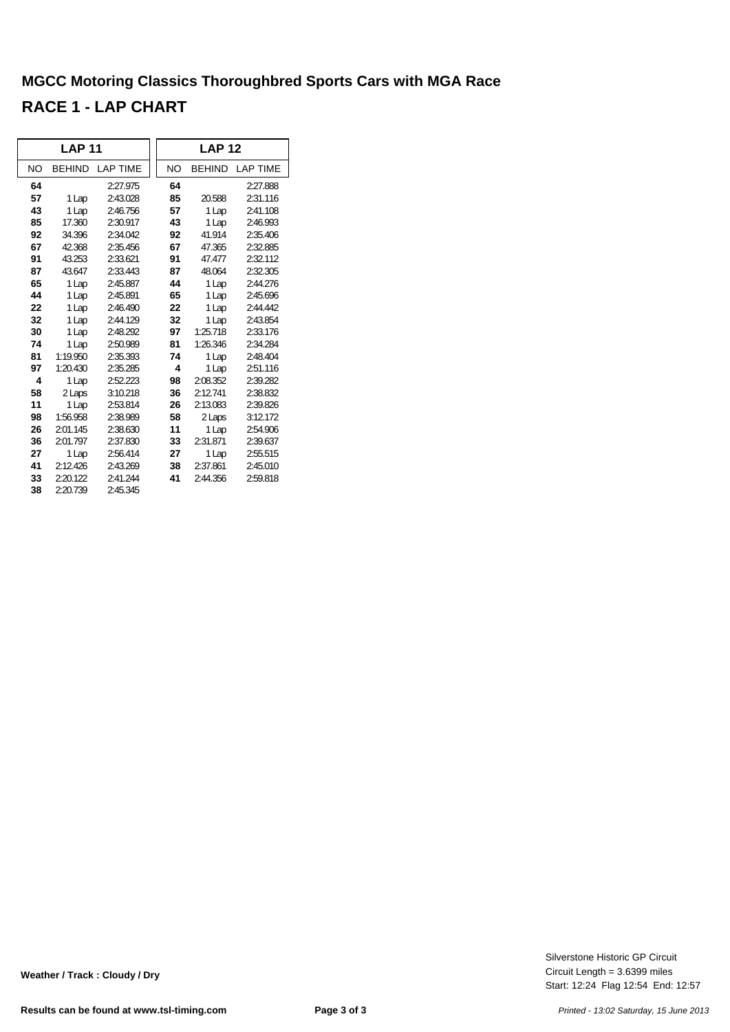# MGCC Motoring Classics Thoroughbred Sports Cars with MGA Race

## RACE 1 - LAP CHART

| LAP 11 | | | LAP 12 | | |
|---|---|---|---|---|---|
| NO | BEHIND | LAP TIME | NO | BEHIND | LAP TIME |
| 64 | | 2:27.975 | 64 | | 2:27.888 |
| 57 | 1 Lap | 2:43.028 | 85 | 20.588 | 2:31.116 |
| 43 | 1 Lap | 2:46.756 | 57 | 1 Lap | 2:41.108 |
| 85 | 17.360 | 2:30.917 | 43 | 1 Lap | 2:46.993 |
| 92 | 34.396 | 2:34.042 | 92 | 41.914 | 2:35.406 |
| 67 | 42.368 | 2:35.456 | 67 | 47.365 | 2:32.885 |
| 91 | 43.253 | 2:33.621 | 91 | 47.477 | 2:32.112 |
| 87 | 43.647 | 2:33.443 | 87 | 48.064 | 2:32.305 |
| 65 | 1 Lap | 2:45.887 | 44 | 1 Lap | 2:44.276 |
| 44 | 1 Lap | 2:45.891 | 65 | 1 Lap | 2:45.696 |
| 22 | 1 Lap | 2:46.490 | 22 | 1 Lap | 2:44.442 |
| 32 | 1 Lap | 2:44.129 | 32 | 1 Lap | 2:43.854 |
| 30 | 1 Lap | 2:48.292 | 97 | 1:25.718 | 2:33.176 |
| 74 | 1 Lap | 2:50.989 | 81 | 1:26.346 | 2:34.284 |
| 81 | 1:19.950 | 2:35.393 | 74 | 1 Lap | 2:48.404 |
| 97 | 1:20.430 | 2:35.285 | 4 | 1 Lap | 2:51.116 |
| 4 | 1 Lap | 2:52.223 | 98 | 2:08.352 | 2:39.282 |
| 58 | 2 Laps | 3:10.218 | 36 | 2:12.741 | 2:38.832 |
| 11 | 1 Lap | 2:53.814 | 26 | 2:13.083 | 2:39.826 |
| 98 | 1:56.958 | 2:38.989 | 58 | 2 Laps | 3:12.172 |
| 26 | 2:01.145 | 2:38.630 | 11 | 1 Lap | 2:54.906 |
| 36 | 2:01.797 | 2:37.830 | 33 | 2:31.871 | 2:39.637 |
| 27 | 1 Lap | 2:56.414 | 27 | 1 Lap | 2:55.515 |
| 41 | 2:12.426 | 2:43.269 | 38 | 2:37.861 | 2:45.010 |
| 33 | 2:20.122 | 2:41.244 | 41 | 2:44.356 | 2:59.818 |
| 38 | 2:20.739 | 2:45.345 | | | |

**Weather / Track : Cloudy / Dry**

Silverstone Historic GP Circuit
Circuit Length = 3.6399 miles
Start: 12:24 Flag 12:54 End: 12:57

**Results can be found at www.tsl-timing.com**

*Printed - 13:02 Saturday, 15 June 2013*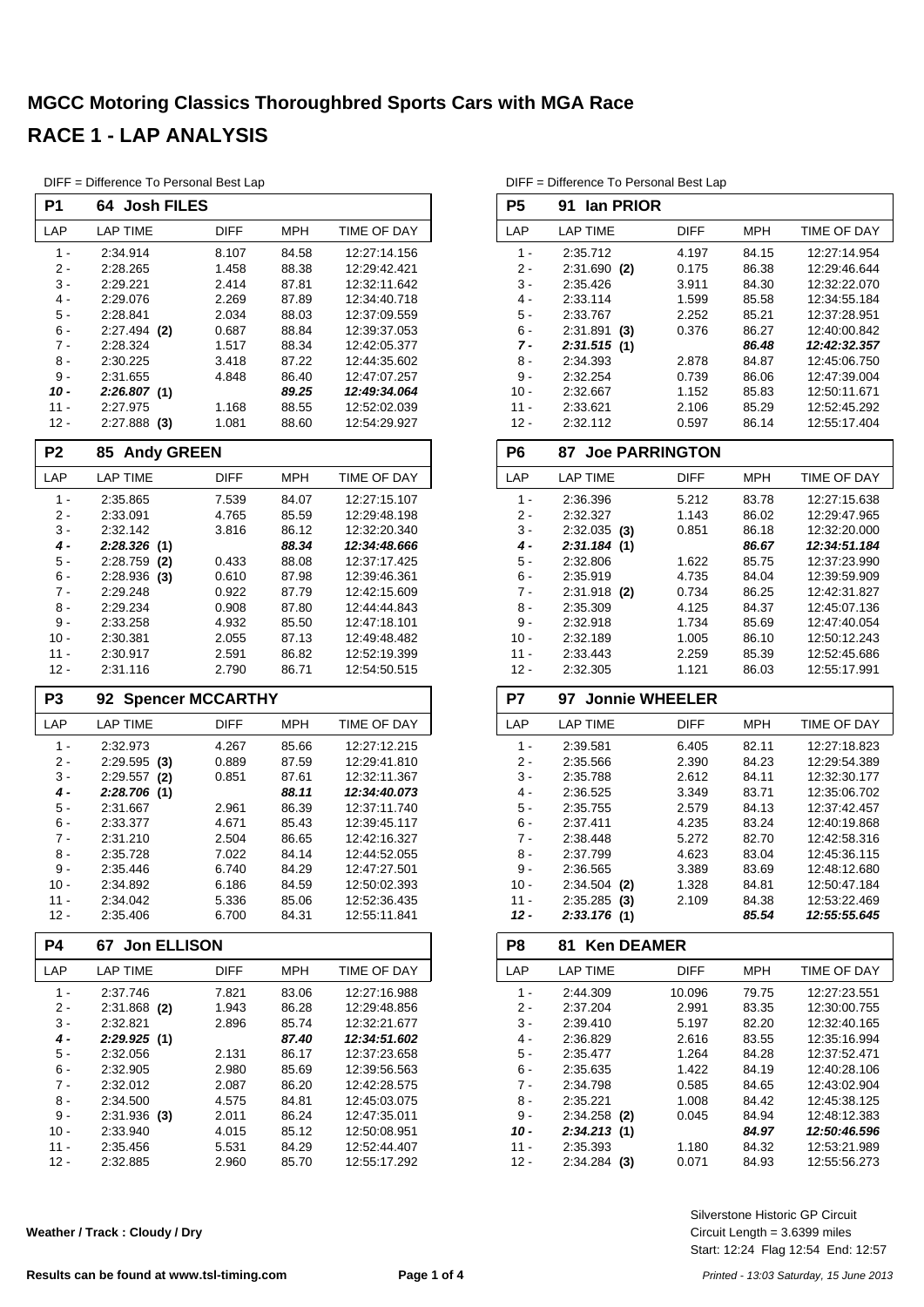# MGCC Motoring Classics Thoroughbred Sports Cars with MGA Race

# RACE 1 - LAP ANALYSIS

DIFF = Difference To Personal Best Lap

### P1 64 Josh FILES

| LAP | LAP TIME | DIFF | MPH | TIME OF DAY |
|---|---|---|---|---|
| 1 - | 2:34.914 | 8.107 | 84.58 | 12:27:14.156 |
| 2 - | 2:28.265 | 1.458 | 88.38 | 12:29:42.421 |
| 3 - | 2:29.221 | 2.414 | 87.81 | 12:32:11.642 |
| 4 - | 2:29.076 | 2.269 | 87.89 | 12:34:40.718 |
| 5 - | 2:28.841 | 2.034 | 88.03 | 12:37:09.559 |
| 6 - | 2:27.494 **(2)** | 0.687 | 88.84 | 12:39:37.053 |
| 7 - | 2:28.324 | 1.517 | 88.34 | 12:42:05.377 |
| 8 - | 2:30.225 | 3.418 | 87.22 | 12:44:35.602 |
| 9 - | 2:31.655 | 4.848 | 86.40 | 12:47:07.257 |
| ***10 -*** | ***2:26.807* (1)** | | ***89.25*** | ***12:49:34.064*** |
| 11 - | 2:27.975 | 1.168 | 88.55 | 12:52:02.039 |
| 12 - | 2:27.888 **(3)** | 1.081 | 88.60 | 12:54:29.927 |

### P2 85 Andy GREEN

| LAP | LAP TIME | DIFF | MPH | TIME OF DAY |
|---|---|---|---|---|
| 1 - | 2:35.865 | 7.539 | 84.07 | 12:27:15.107 |
| 2 - | 2:33.091 | 4.765 | 85.59 | 12:29:48.198 |
| 3 - | 2:32.142 | 3.816 | 86.12 | 12:32:20.340 |
| ***4 -*** | ***2:28.326* (1)** | | ***88.34*** | ***12:34:48.666*** |
| 5 - | 2:28.759 **(2)** | 0.433 | 88.08 | 12:37:17.425 |
| 6 - | 2:28.936 **(3)** | 0.610 | 87.98 | 12:39:46.361 |
| 7 - | 2:29.248 | 0.922 | 87.79 | 12:42:15.609 |
| 8 - | 2:29.234 | 0.908 | 87.80 | 12:44:44.843 |
| 9 - | 2:33.258 | 4.932 | 85.50 | 12:47:18.101 |
| 10 - | 2:30.381 | 2.055 | 87.13 | 12:49:48.482 |
| 11 - | 2:30.917 | 2.591 | 86.82 | 12:52:19.399 |
| 12 - | 2:31.116 | 2.790 | 86.71 | 12:54:50.515 |

### P3 92 Spencer MCCARTHY

| LAP | LAP TIME | DIFF | MPH | TIME OF DAY |
|---|---|---|---|---|
| 1 - | 2:32.973 | 4.267 | 85.66 | 12:27:12.215 |
| 2 - | 2:29.595 **(3)** | 0.889 | 87.59 | 12:29:41.810 |
| 3 - | 2:29.557 **(2)** | 0.851 | 87.61 | 12:32:11.367 |
| ***4 -*** | ***2:28.706* (1)** | | ***88.11*** | ***12:34:40.073*** |
| 5 - | 2:31.667 | 2.961 | 86.39 | 12:37:11.740 |
| 6 - | 2:33.377 | 4.671 | 85.43 | 12:39:45.117 |
| 7 - | 2:31.210 | 2.504 | 86.65 | 12:42:16.327 |
| 8 - | 2:35.728 | 7.022 | 84.14 | 12:44:52.055 |
| 9 - | 2:35.446 | 6.740 | 84.29 | 12:47:27.501 |
| 10 - | 2:34.892 | 6.186 | 84.59 | 12:50:02.393 |
| 11 - | 2:34.042 | 5.336 | 85.06 | 12:52:36.435 |
| 12 - | 2:35.406 | 6.700 | 84.31 | 12:55:11.841 |

### P4 67 Jon ELLISON

| LAP | LAP TIME | DIFF | MPH | TIME OF DAY |
|---|---|---|---|---|
| 1 - | 2:37.746 | 7.821 | 83.06 | 12:27:16.988 |
| 2 - | 2:31.868 **(2)** | 1.943 | 86.28 | 12:29:48.856 |
| 3 - | 2:32.821 | 2.896 | 85.74 | 12:32:21.677 |
| ***4 -*** | ***2:29.925* (1)** | | ***87.40*** | ***12:34:51.602*** |
| 5 - | 2:32.056 | 2.131 | 86.17 | 12:37:23.658 |
| 6 - | 2:32.905 | 2.980 | 85.69 | 12:39:56.563 |
| 7 - | 2:32.012 | 2.087 | 86.20 | 12:42:28.575 |
| 8 - | 2:34.500 | 4.575 | 84.81 | 12:45:03.075 |
| 9 - | 2:31.936 **(3)** | 2.011 | 86.24 | 12:47:35.011 |
| 10 - | 2:33.940 | 4.015 | 85.12 | 12:50:08.951 |
| 11 - | 2:35.456 | 5.531 | 84.29 | 12:52:44.407 |
| 12 - | 2:32.885 | 2.960 | 85.70 | 12:55:17.292 |

### P5 91 Ian PRIOR

| LAP | LAP TIME | DIFF | MPH | TIME OF DAY |
|---|---|---|---|---|
| 1 - | 2:35.712 | 4.197 | 84.15 | 12:27:14.954 |
| 2 - | 2:31.690 **(2)** | 0.175 | 86.38 | 12:29:46.644 |
| 3 - | 2:35.426 | 3.911 | 84.30 | 12:32:22.070 |
| 4 - | 2:33.114 | 1.599 | 85.58 | 12:34:55.184 |
| 5 - | 2:33.767 | 2.252 | 85.21 | 12:37:28.951 |
| 6 - | 2:31.891 **(3)** | 0.376 | 86.27 | 12:40:00.842 |
| ***7 -*** | ***2:31.515* (1)** | | ***86.48*** | ***12:42:32.357*** |
| 8 - | 2:34.393 | 2.878 | 84.87 | 12:45:06.750 |
| 9 - | 2:32.254 | 0.739 | 86.06 | 12:47:39.004 |
| 10 - | 2:32.667 | 1.152 | 85.83 | 12:50:11.671 |
| 11 - | 2:33.621 | 2.106 | 85.29 | 12:52:45.292 |
| 12 - | 2:32.112 | 0.597 | 86.14 | 12:55:17.404 |

### P6 87 Joe PARRINGTON

| LAP | LAP TIME | DIFF | MPH | TIME OF DAY |
|---|---|---|---|---|
| 1 - | 2:36.396 | 5.212 | 83.78 | 12:27:15.638 |
| 2 - | 2:32.327 | 1.143 | 86.02 | 12:29:47.965 |
| 3 - | 2:32.035 **(3)** | 0.851 | 86.18 | 12:32:20.000 |
| ***4 -*** | ***2:31.184* (1)** | | ***86.67*** | ***12:34:51.184*** |
| 5 - | 2:32.806 | 1.622 | 85.75 | 12:37:23.990 |
| 6 - | 2:35.919 | 4.735 | 84.04 | 12:39:59.909 |
| 7 - | 2:31.918 **(2)** | 0.734 | 86.25 | 12:42:31.827 |
| 8 - | 2:35.309 | 4.125 | 84.37 | 12:45:07.136 |
| 9 - | 2:32.918 | 1.734 | 85.69 | 12:47:40.054 |
| 10 - | 2:32.189 | 1.005 | 86.10 | 12:50:12.243 |
| 11 - | 2:33.443 | 2.259 | 85.39 | 12:52:45.686 |
| 12 - | 2:32.305 | 1.121 | 86.03 | 12:55:17.991 |

### P7 97 Jonnie WHEELER

| LAP | LAP TIME | DIFF | MPH | TIME OF DAY |
|---|---|---|---|---|
| 1 - | 2:39.581 | 6.405 | 82.11 | 12:27:18.823 |
| 2 - | 2:35.566 | 2.390 | 84.23 | 12:29:54.389 |
| 3 - | 2:35.788 | 2.612 | 84.11 | 12:32:30.177 |
| 4 - | 2:36.525 | 3.349 | 83.71 | 12:35:06.702 |
| 5 - | 2:35.755 | 2.579 | 84.13 | 12:37:42.457 |
| 6 - | 2:37.411 | 4.235 | 83.24 | 12:40:19.868 |
| 7 - | 2:38.448 | 5.272 | 82.70 | 12:42:58.316 |
| 8 - | 2:37.799 | 4.623 | 83.04 | 12:45:36.115 |
| 9 - | 2:36.565 | 3.389 | 83.69 | 12:48:12.680 |
| 10 - | 2:34.504 **(2)** | 1.328 | 84.81 | 12:50:47.184 |
| 11 - | 2:35.285 **(3)** | 2.109 | 84.38 | 12:53:22.469 |
| ***12 -*** | ***2:33.176* (1)** | | ***85.54*** | ***12:55:55.645*** |

### P8 81 Ken DEAMER

| LAP | LAP TIME | DIFF | MPH | TIME OF DAY |
|---|---|---|---|---|
| 1 - | 2:44.309 | 10.096 | 79.75 | 12:27:23.551 |
| 2 - | 2:37.204 | 2.991 | 83.35 | 12:30:00.755 |
| 3 - | 2:39.410 | 5.197 | 82.20 | 12:32:40.165 |
| 4 - | 2:36.829 | 2.616 | 83.55 | 12:35:16.994 |
| 5 - | 2:35.477 | 1.264 | 84.28 | 12:37:52.471 |
| 6 - | 2:35.635 | 1.422 | 84.19 | 12:40:28.106 |
| 7 - | 2:34.798 | 0.585 | 84.65 | 12:43:02.904 |
| 8 - | 2:35.221 | 1.008 | 84.42 | 12:45:38.125 |
| 9 - | 2:34.258 **(2)** | 0.045 | 84.94 | 12:48:12.383 |
| ***10 -*** | ***2:34.213* (1)** | | ***84.97*** | ***12:50:46.596*** |
| 11 - | 2:35.393 | 1.180 | 84.32 | 12:53:21.989 |
| 12 - | 2:34.284 **(3)** | 0.071 | 84.93 | 12:55:56.273 |

**Weather / Track : Cloudy / Dry**

Silverstone Historic GP Circuit
Circuit Length = 3.6399 miles
Start: 12:24 Flag 12:54 End: 12:57

**Results can be found at www.tsl-timing.com**

*Printed - 13:03 Saturday, 15 June 2013*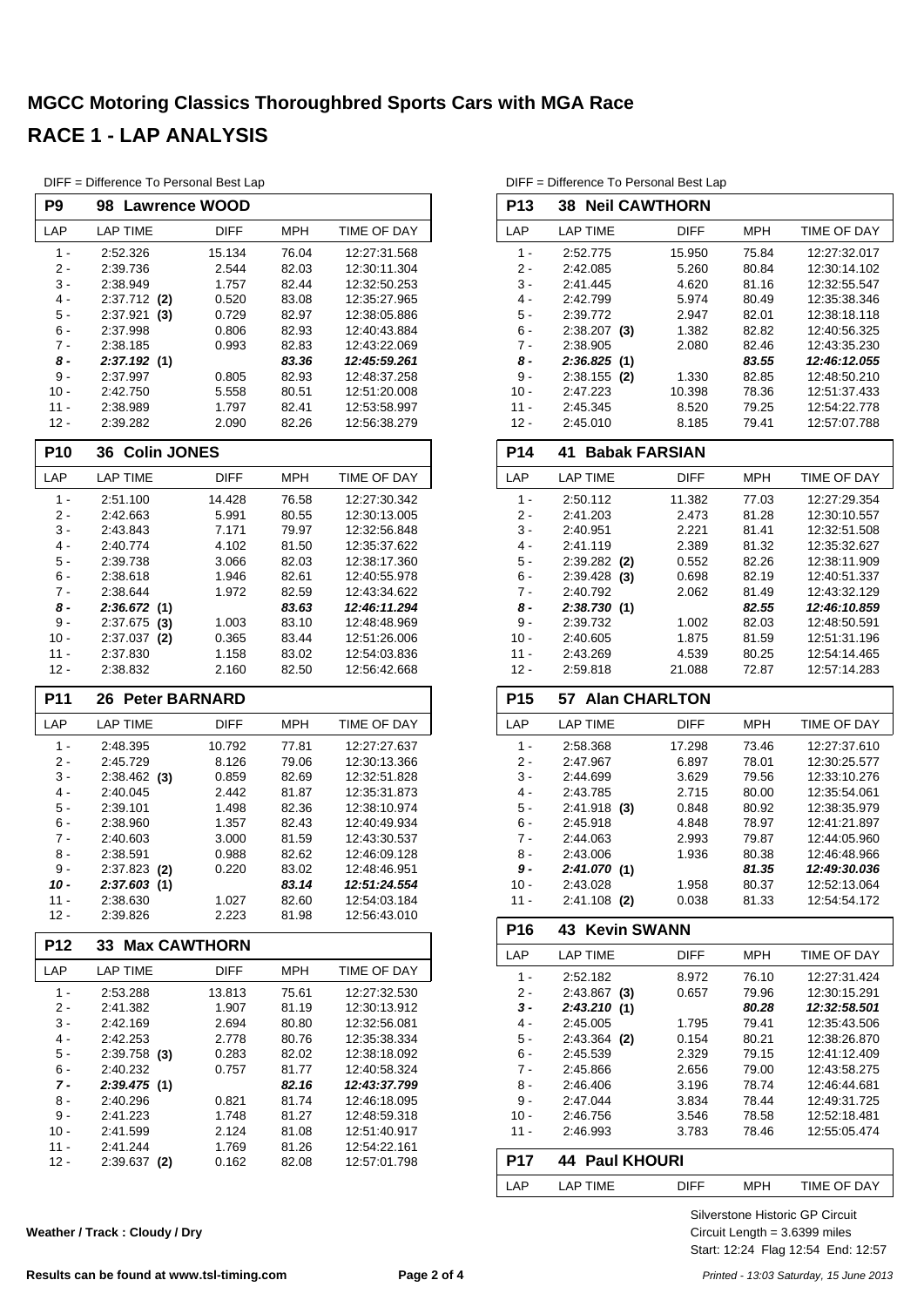# MGCC Motoring Classics Thoroughbred Sports Cars with MGA Race

# RACE 1 - LAP ANALYSIS

DIFF = Difference To Personal Best Lap

### P9 98 Lawrence WOOD

| LAP | LAP TIME | DIFF | MPH | TIME OF DAY |
|---|---|---|---|---|
| 1 - | 2:52.326 | 15.134 | 76.04 | 12:27:31.568 |
| 2 - | 2:39.736 | 2.544 | 82.03 | 12:30:11.304 |
| 3 - | 2:38.949 | 1.757 | 82.44 | 12:32:50.253 |
| 4 - | 2:37.712 **(2)** | 0.520 | 83.08 | 12:35:27.965 |
| 5 - | 2:37.921 **(3)** | 0.729 | 82.97 | 12:38:05.886 |
| 6 - | 2:37.998 | 0.806 | 82.93 | 12:40:43.884 |
| 7 - | 2:38.185 | 0.993 | 82.83 | 12:43:22.069 |
| ***8 -*** | ***2:37.192 (1)*** | | ***83.36*** | ***12:45:59.261*** |
| 9 - | 2:37.997 | 0.805 | 82.93 | 12:48:37.258 |
| 10 - | 2:42.750 | 5.558 | 80.51 | 12:51:20.008 |
| 11 - | 2:38.989 | 1.797 | 82.41 | 12:53:58.997 |
| 12 - | 2:39.282 | 2.090 | 82.26 | 12:56:38.279 |

### P10 36 Colin JONES

| LAP | LAP TIME | DIFF | MPH | TIME OF DAY |
|---|---|---|---|---|
| 1 - | 2:51.100 | 14.428 | 76.58 | 12:27:30.342 |
| 2 - | 2:42.663 | 5.991 | 80.55 | 12:30:13.005 |
| 3 - | 2:43.843 | 7.171 | 79.97 | 12:32:56.848 |
| 4 - | 2:40.774 | 4.102 | 81.50 | 12:35:37.622 |
| 5 - | 2:39.738 | 3.066 | 82.03 | 12:38:17.360 |
| 6 - | 2:38.618 | 1.946 | 82.61 | 12:40:55.978 |
| 7 - | 2:38.644 | 1.972 | 82.59 | 12:43:34.622 |
| ***8 -*** | ***2:36.672 (1)*** | | ***83.63*** | ***12:46:11.294*** |
| 9 - | 2:37.675 **(3)** | 1.003 | 83.10 | 12:48:48.969 |
| 10 - | 2:37.037 **(2)** | 0.365 | 83.44 | 12:51:26.006 |
| 11 - | 2:37.830 | 1.158 | 83.02 | 12:54:03.836 |
| 12 - | 2:38.832 | 2.160 | 82.50 | 12:56:42.668 |

### P11 26 Peter BARNARD

| LAP | LAP TIME | DIFF | MPH | TIME OF DAY |
|---|---|---|---|---|
| 1 - | 2:48.395 | 10.792 | 77.81 | 12:27:27.637 |
| 2 - | 2:45.729 | 8.126 | 79.06 | 12:30:13.366 |
| 3 - | 2:38.462 **(3)** | 0.859 | 82.69 | 12:32:51.828 |
| 4 - | 2:40.045 | 2.442 | 81.87 | 12:35:31.873 |
| 5 - | 2:39.101 | 1.498 | 82.36 | 12:38:10.974 |
| 6 - | 2:38.960 | 1.357 | 82.43 | 12:40:49.934 |
| 7 - | 2:40.603 | 3.000 | 81.59 | 12:43:30.537 |
| 8 - | 2:38.591 | 0.988 | 82.62 | 12:46:09.128 |
| 9 - | 2:37.823 **(2)** | 0.220 | 83.02 | 12:48:46.951 |
| ***10 -*** | ***2:37.603 (1)*** | | ***83.14*** | ***12:51:24.554*** |
| 11 - | 2:38.630 | 1.027 | 82.60 | 12:54:03.184 |
| 12 - | 2:39.826 | 2.223 | 81.98 | 12:56:43.010 |

### P12 33 Max CAWTHORN

| LAP | LAP TIME | DIFF | MPH | TIME OF DAY |
|---|---|---|---|---|
| 1 - | 2:53.288 | 13.813 | 75.61 | 12:27:32.530 |
| 2 - | 2:41.382 | 1.907 | 81.19 | 12:30:13.912 |
| 3 - | 2:42.169 | 2.694 | 80.80 | 12:32:56.081 |
| 4 - | 2:42.253 | 2.778 | 80.76 | 12:35:38.334 |
| 5 - | 2:39.758 **(3)** | 0.283 | 82.02 | 12:38:18.092 |
| 6 - | 2:40.232 | 0.757 | 81.77 | 12:40:58.324 |
| ***7 -*** | ***2:39.475 (1)*** | | ***82.16*** | ***12:43:37.799*** |
| 8 - | 2:40.296 | 0.821 | 81.74 | 12:46:18.095 |
| 9 - | 2:41.223 | 1.748 | 81.27 | 12:48:59.318 |
| 10 - | 2:41.599 | 2.124 | 81.08 | 12:51:40.917 |
| 11 - | 2:41.244 | 1.769 | 81.26 | 12:54:22.161 |
| 12 - | 2:39.637 **(2)** | 0.162 | 82.08 | 12:57:01.798 |

### P13 38 Neil CAWTHORN

| LAP | LAP TIME | DIFF | MPH | TIME OF DAY |
|---|---|---|---|---|
| 1 - | 2:52.775 | 15.950 | 75.84 | 12:27:32.017 |
| 2 - | 2:42.085 | 5.260 | 80.84 | 12:30:14.102 |
| 3 - | 2:41.445 | 4.620 | 81.16 | 12:32:55.547 |
| 4 - | 2:42.799 | 5.974 | 80.49 | 12:35:38.346 |
| 5 - | 2:39.772 | 2.947 | 82.01 | 12:38:18.118 |
| 6 - | 2:38.207 **(3)** | 1.382 | 82.82 | 12:40:56.325 |
| 7 - | 2:38.905 | 2.080 | 82.46 | 12:43:35.230 |
| ***8 -*** | ***2:36.825 (1)*** | | ***83.55*** | ***12:46:12.055*** |
| 9 - | 2:38.155 **(2)** | 1.330 | 82.85 | 12:48:50.210 |
| 10 - | 2:47.223 | 10.398 | 78.36 | 12:51:37.433 |
| 11 - | 2:45.345 | 8.520 | 79.25 | 12:54:22.778 |
| 12 - | 2:45.010 | 8.185 | 79.41 | 12:57:07.788 |

### P14 41 Babak FARSIAN

| LAP | LAP TIME | DIFF | MPH | TIME OF DAY |
|---|---|---|---|---|
| 1 - | 2:50.112 | 11.382 | 77.03 | 12:27:29.354 |
| 2 - | 2:41.203 | 2.473 | 81.28 | 12:30:10.557 |
| 3 - | 2:40.951 | 2.221 | 81.41 | 12:32:51.508 |
| 4 - | 2:41.119 | 2.389 | 81.32 | 12:35:32.627 |
| 5 - | 2:39.282 **(2)** | 0.552 | 82.26 | 12:38:11.909 |
| 6 - | 2:39.428 **(3)** | 0.698 | 82.19 | 12:40:51.337 |
| 7 - | 2:40.792 | 2.062 | 81.49 | 12:43:32.129 |
| ***8 -*** | ***2:38.730 (1)*** | | ***82.55*** | ***12:46:10.859*** |
| 9 - | 2:39.732 | 1.002 | 82.03 | 12:48:50.591 |
| 10 - | 2:40.605 | 1.875 | 81.59 | 12:51:31.196 |
| 11 - | 2:43.269 | 4.539 | 80.25 | 12:54:14.465 |
| 12 - | 2:59.818 | 21.088 | 72.87 | 12:57:14.283 |

### P15 57 Alan CHARLTON

| LAP | LAP TIME | DIFF | MPH | TIME OF DAY |
|---|---|---|---|---|
| 1 - | 2:58.368 | 17.298 | 73.46 | 12:27:37.610 |
| 2 - | 2:47.967 | 6.897 | 78.01 | 12:30:25.577 |
| 3 - | 2:44.699 | 3.629 | 79.56 | 12:33:10.276 |
| 4 - | 2:43.785 | 2.715 | 80.00 | 12:35:54.061 |
| 5 - | 2:41.918 **(3)** | 0.848 | 80.92 | 12:38:35.979 |
| 6 - | 2:45.918 | 4.848 | 78.97 | 12:41:21.897 |
| 7 - | 2:44.063 | 2.993 | 79.87 | 12:44:05.960 |
| 8 - | 2:43.006 | 1.936 | 80.38 | 12:46:48.966 |
| ***9 -*** | ***2:41.070 (1)*** | | ***81.35*** | ***12:49:30.036*** |
| 10 - | 2:43.028 | 1.958 | 80.37 | 12:52:13.064 |
| 11 - | 2:41.108 **(2)** | 0.038 | 81.33 | 12:54:54.172 |

### P16 43 Kevin SWANN

| LAP | LAP TIME | DIFF | MPH | TIME OF DAY |
|---|---|---|---|---|
| 1 - | 2:52.182 | 8.972 | 76.10 | 12:27:31.424 |
| 2 - | 2:43.867 **(3)** | 0.657 | 79.96 | 12:30:15.291 |
| ***3 -*** | ***2:43.210 (1)*** | | ***80.28*** | ***12:32:58.501*** |
| 4 - | 2:45.005 | 1.795 | 79.41 | 12:35:43.506 |
| 5 - | 2:43.364 **(2)** | 0.154 | 80.21 | 12:38:26.870 |
| 6 - | 2:45.539 | 2.329 | 79.15 | 12:41:12.409 |
| 7 - | 2:45.866 | 2.656 | 79.00 | 12:43:58.275 |
| 8 - | 2:46.406 | 3.196 | 78.74 | 12:46:44.681 |
| 9 - | 2:47.044 | 3.834 | 78.44 | 12:49:31.725 |
| 10 - | 2:46.756 | 3.546 | 78.58 | 12:52:18.481 |
| 11 - | 2:46.993 | 3.783 | 78.46 | 12:55:05.474 |

### P17 44 Paul KHOURI

| LAP | LAP TIME | DIFF | MPH | TIME OF DAY |
|---|---|---|---|---|

**Weather / Track : Cloudy / Dry**

Silverstone Historic GP Circuit
Circuit Length = 3.6399 miles
Start: 12:24 Flag 12:54 End: 12:57

**Results can be found at www.tsl-timing.com**

*Printed - 13:03 Saturday, 15 June 2013*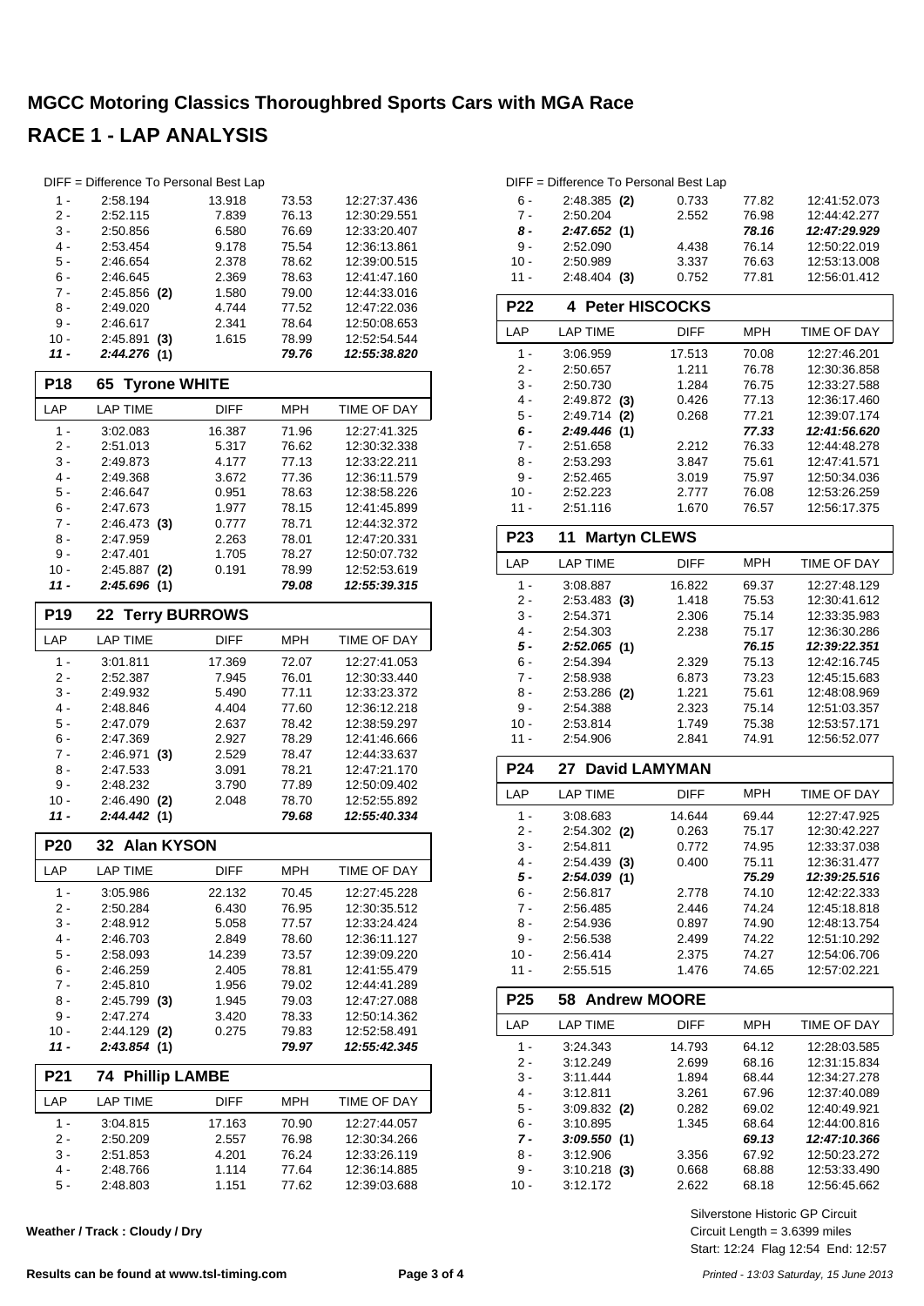# MGCC Motoring Classics Thoroughbred Sports Cars with MGA Race

# RACE 1 - LAP ANALYSIS

DIFF = Difference To Personal Best Lap

| LAP | LAP TIME | DIFF | MPH | TIME OF DAY |
|---|---|---|---|---|
| 1 - | 2:58.194 | 13.918 | 73.53 | 12:27:37.436 |
| 2 - | 2:52.115 | 7.839 | 76.13 | 12:30:29.551 |
| 3 - | 2:50.856 | 6.580 | 76.69 | 12:33:20.407 |
| 4 - | 2:53.454 | 9.178 | 75.54 | 12:36:13.861 |
| 5 - | 2:46.654 | 2.378 | 78.62 | 12:39:00.515 |
| 6 - | 2:46.645 | 2.369 | 78.63 | 12:41:47.160 |
| 7 - | 2:45.856 **(2)** | 1.580 | 79.00 | 12:44:33.016 |
| 8 - | 2:49.020 | 4.744 | 77.52 | 12:47:22.036 |
| 9 - | 2:46.617 | 2.341 | 78.64 | 12:50:08.653 |
| 10 - | 2:45.891 **(3)** | 1.615 | 78.99 | 12:52:54.544 |
| ***11 -*** | ***2:44.276 (1)*** | | ***79.76*** | ***12:55:38.820*** |

## P18 65 Tyrone WHITE

| LAP | LAP TIME | DIFF | MPH | TIME OF DAY |
|---|---|---|---|---|
| 1 - | 3:02.083 | 16.387 | 71.96 | 12:27:41.325 |
| 2 - | 2:51.013 | 5.317 | 76.62 | 12:30:32.338 |
| 3 - | 2:49.873 | 4.177 | 77.13 | 12:33:22.211 |
| 4 - | 2:49.368 | 3.672 | 77.36 | 12:36:11.579 |
| 5 - | 2:46.647 | 0.951 | 78.63 | 12:38:58.226 |
| 6 - | 2:47.673 | 1.977 | 78.15 | 12:41:45.899 |
| 7 - | 2:46.473 **(3)** | 0.777 | 78.71 | 12:44:32.372 |
| 8 - | 2:47.959 | 2.263 | 78.01 | 12:47:20.331 |
| 9 - | 2:47.401 | 1.705 | 78.27 | 12:50:07.732 |
| 10 - | 2:45.887 **(2)** | 0.191 | 78.99 | 12:52:53.619 |
| ***11 -*** | ***2:45.696 (1)*** | | ***79.08*** | ***12:55:39.315*** |

## P19 22 Terry BURROWS

| LAP | LAP TIME | DIFF | MPH | TIME OF DAY |
|---|---|---|---|---|
| 1 - | 3:01.811 | 17.369 | 72.07 | 12:27:41.053 |
| 2 - | 2:52.387 | 7.945 | 76.01 | 12:30:33.440 |
| 3 - | 2:49.932 | 5.490 | 77.11 | 12:33:23.372 |
| 4 - | 2:48.846 | 4.404 | 77.60 | 12:36:12.218 |
| 5 - | 2:47.079 | 2.637 | 78.42 | 12:38:59.297 |
| 6 - | 2:47.369 | 2.927 | 78.29 | 12:41:46.666 |
| 7 - | 2:46.971 **(3)** | 2.529 | 78.47 | 12:44:33.637 |
| 8 - | 2:47.533 | 3.091 | 78.21 | 12:47:21.170 |
| 9 - | 2:48.232 | 3.790 | 77.89 | 12:50:09.402 |
| 10 - | 2:46.490 **(2)** | 2.048 | 78.70 | 12:52:55.892 |
| ***11 -*** | ***2:44.442 (1)*** | | ***79.68*** | ***12:55:40.334*** |

## P20 32 Alan KYSON

| LAP | LAP TIME | DIFF | MPH | TIME OF DAY |
|---|---|---|---|---|
| 1 - | 3:05.986 | 22.132 | 70.45 | 12:27:45.228 |
| 2 - | 2:50.284 | 6.430 | 76.95 | 12:30:35.512 |
| 3 - | 2:48.912 | 5.058 | 77.57 | 12:33:24.424 |
| 4 - | 2:46.703 | 2.849 | 78.60 | 12:36:11.127 |
| 5 - | 2:58.093 | 14.239 | 73.57 | 12:39:09.220 |
| 6 - | 2:46.259 | 2.405 | 78.81 | 12:41:55.479 |
| 7 - | 2:45.810 | 1.956 | 79.02 | 12:44:41.289 |
| 8 - | 2:45.799 **(3)** | 1.945 | 79.03 | 12:47:27.088 |
| 9 - | 2:47.274 | 3.420 | 78.33 | 12:50:14.362 |
| 10 - | 2:44.129 **(2)** | 0.275 | 79.83 | 12:52:58.491 |
| ***11 -*** | ***2:43.854 (1)*** | | ***79.97*** | ***12:55:42.345*** |

## P21 74 Phillip LAMBE

| LAP | LAP TIME | DIFF | MPH | TIME OF DAY |
|---|---|---|---|---|
| 1 - | 3:04.815 | 17.163 | 70.90 | 12:27:44.057 |
| 2 - | 2:50.209 | 2.557 | 76.98 | 12:30:34.266 |
| 3 - | 2:51.853 | 4.201 | 76.24 | 12:33:26.119 |
| 4 - | 2:48.766 | 1.114 | 77.64 | 12:36:14.885 |
| 5 - | 2:48.803 | 1.151 | 77.62 | 12:39:03.688 |
| 6 - | 2:48.385 **(2)** | 0.733 | 77.82 | 12:41:52.073 |
| 7 - | 2:50.204 | 2.552 | 76.98 | 12:44:42.277 |
| ***8 -*** | ***2:47.652 (1)*** | | ***78.16*** | ***12:47:29.929*** |
| 9 - | 2:52.090 | 4.438 | 76.14 | 12:50:22.019 |
| 10 - | 2:50.989 | 3.337 | 76.63 | 12:53:13.008 |
| 11 - | 2:48.404 **(3)** | 0.752 | 77.81 | 12:56:01.412 |

## P22 4 Peter HISCOCKS

| LAP | LAP TIME | DIFF | MPH | TIME OF DAY |
|---|---|---|---|---|
| 1 - | 3:06.959 | 17.513 | 70.08 | 12:27:46.201 |
| 2 - | 2:50.657 | 1.211 | 76.78 | 12:30:36.858 |
| 3 - | 2:50.730 | 1.284 | 76.75 | 12:33:27.588 |
| 4 - | 2:49.872 **(3)** | 0.426 | 77.13 | 12:36:17.460 |
| 5 - | 2:49.714 **(2)** | 0.268 | 77.21 | 12:39:07.174 |
| ***6 -*** | ***2:49.446 (1)*** | | ***77.33*** | ***12:41:56.620*** |
| 7 - | 2:51.658 | 2.212 | 76.33 | 12:44:48.278 |
| 8 - | 2:53.293 | 3.847 | 75.61 | 12:47:41.571 |
| 9 - | 2:52.465 | 3.019 | 75.97 | 12:50:34.036 |
| 10 - | 2:52.223 | 2.777 | 76.08 | 12:53:26.259 |
| 11 - | 2:51.116 | 1.670 | 76.57 | 12:56:17.375 |

## P23 11 Martyn CLEWS

| LAP | LAP TIME | DIFF | MPH | TIME OF DAY |
|---|---|---|---|---|
| 1 - | 3:08.887 | 16.822 | 69.37 | 12:27:48.129 |
| 2 - | 2:53.483 **(3)** | 1.418 | 75.53 | 12:30:41.612 |
| 3 - | 2:54.371 | 2.306 | 75.14 | 12:33:35.983 |
| 4 - | 2:54.303 | 2.238 | 75.17 | 12:36:30.286 |
| ***5 -*** | ***2:52.065 (1)*** | | ***76.15*** | ***12:39:22.351*** |
| 6 - | 2:54.394 | 2.329 | 75.13 | 12:42:16.745 |
| 7 - | 2:58.938 | 6.873 | 73.23 | 12:45:15.683 |
| 8 - | 2:53.286 **(2)** | 1.221 | 75.61 | 12:48:08.969 |
| 9 - | 2:54.388 | 2.323 | 75.14 | 12:51:03.357 |
| 10 - | 2:53.814 | 1.749 | 75.38 | 12:53:57.171 |
| 11 - | 2:54.906 | 2.841 | 74.91 | 12:56:52.077 |

## P24 27 David LAMYMAN

| LAP | LAP TIME | DIFF | MPH | TIME OF DAY |
|---|---|---|---|---|
| 1 - | 3:08.683 | 14.644 | 69.44 | 12:27:47.925 |
| 2 - | 2:54.302 **(2)** | 0.263 | 75.17 | 12:30:42.227 |
| 3 - | 2:54.811 | 0.772 | 74.95 | 12:33:37.038 |
| 4 - | 2:54.439 **(3)** | 0.400 | 75.11 | 12:36:31.477 |
| ***5 -*** | ***2:54.039 (1)*** | | ***75.29*** | ***12:39:25.516*** |
| 6 - | 2:56.817 | 2.778 | 74.10 | 12:42:22.333 |
| 7 - | 2:56.485 | 2.446 | 74.24 | 12:45:18.818 |
| 8 - | 2:54.936 | 0.897 | 74.90 | 12:48:13.754 |
| 9 - | 2:56.538 | 2.499 | 74.22 | 12:51:10.292 |
| 10 - | 2:56.414 | 2.375 | 74.27 | 12:54:06.706 |
| 11 - | 2:55.515 | 1.476 | 74.65 | 12:57:02.221 |

## P25 58 Andrew MOORE

| LAP | LAP TIME | DIFF | MPH | TIME OF DAY |
|---|---|---|---|---|
| 1 - | 3:24.343 | 14.793 | 64.12 | 12:28:03.585 |
| 2 - | 3:12.249 | 2.699 | 68.16 | 12:31:15.834 |
| 3 - | 3:11.444 | 1.894 | 68.44 | 12:34:27.278 |
| 4 - | 3:12.811 | 3.261 | 67.96 | 12:37:40.089 |
| 5 - | 3:09.832 **(2)** | 0.282 | 69.02 | 12:40:49.921 |
| 6 - | 3:10.895 | 1.345 | 68.64 | 12:44:00.816 |
| ***7 -*** | ***3:09.550 (1)*** | | ***69.13*** | ***12:47:10.366*** |
| 8 - | 3:12.906 | 3.356 | 67.92 | 12:50:23.272 |
| 9 - | 3:10.218 **(3)** | 0.668 | 68.88 | 12:53:33.490 |
| 10 - | 3:12.172 | 2.622 | 68.18 | 12:56:45.662 |

Silverstone Historic GP Circuit
Circuit Length = 3.6399 miles
Start: 12:24 Flag 12:54 End: 12:57

**Weather / Track : Cloudy / Dry**

**Results can be found at www.tsl-timing.com**

*Printed - 13:03 Saturday, 15 June 2013*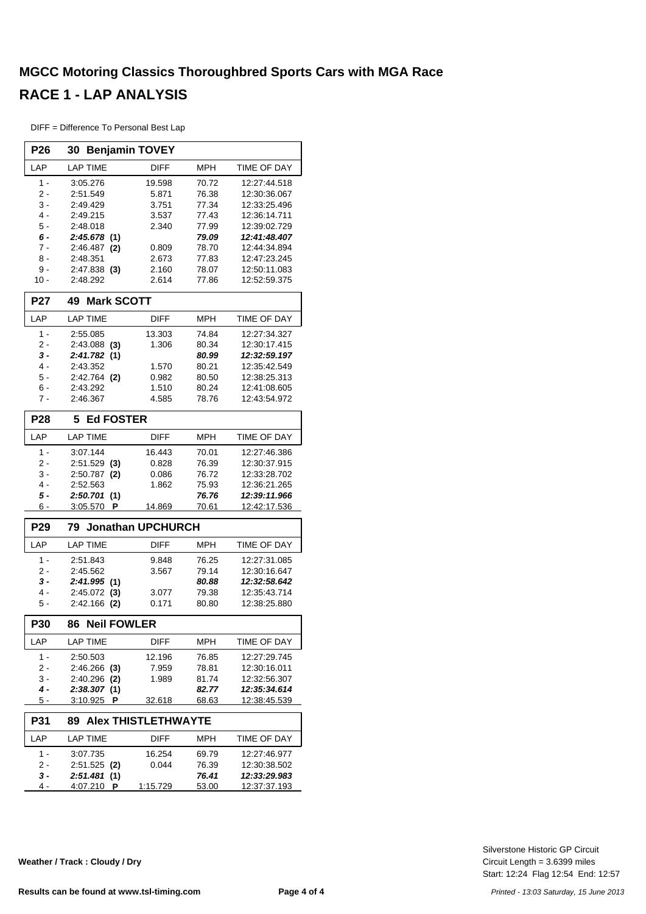# MGCC Motoring Classics Thoroughbred Sports Cars with MGA Race

## RACE 1 - LAP ANALYSIS

DIFF = Difference To Personal Best Lap

### P26 30 Benjamin TOVEY

| LAP | LAP TIME | DIFF | MPH | TIME OF DAY |
|---|---|---|---|---|
| 1 - | 3:05.276 | 19.598 | 70.72 | 12:27:44.518 |
| 2 - | 2:51.549 | 5.871 | 76.38 | 12:30:36.067 |
| 3 - | 2:49.429 | 3.751 | 77.34 | 12:33:25.496 |
| 4 - | 2:49.215 | 3.537 | 77.43 | 12:36:14.711 |
| 5 - | 2:48.018 | 2.340 | 77.99 | 12:39:02.729 |
| ***6 -*** | ***2:45.678* (1)** | | ***79.09*** | ***12:41:48.407*** |
| 7 - | 2:46.487 **(2)** | 0.809 | 78.70 | 12:44:34.894 |
| 8 - | 2:48.351 | 2.673 | 77.83 | 12:47:23.245 |
| 9 - | 2:47.838 **(3)** | 2.160 | 78.07 | 12:50:11.083 |
| 10 - | 2:48.292 | 2.614 | 77.86 | 12:52:59.375 |

### P27 49 Mark SCOTT

| LAP | LAP TIME | DIFF | MPH | TIME OF DAY |
|---|---|---|---|---|
| 1 - | 2:55.085 | 13.303 | 74.84 | 12:27:34.327 |
| 2 - | 2:43.088 **(3)** | 1.306 | 80.34 | 12:30:17.415 |
| ***3 -*** | ***2:41.782* (1)** | | ***80.99*** | ***12:32:59.197*** |
| 4 - | 2:43.352 | 1.570 | 80.21 | 12:35:42.549 |
| 5 - | 2:42.764 **(2)** | 0.982 | 80.50 | 12:38:25.313 |
| 6 - | 2:43.292 | 1.510 | 80.24 | 12:41:08.605 |
| 7 - | 2:46.367 | 4.585 | 78.76 | 12:43:54.972 |

### P28 5 Ed FOSTER

| LAP | LAP TIME | DIFF | MPH | TIME OF DAY |
|---|---|---|---|---|
| 1 - | 3:07.144 | 16.443 | 70.01 | 12:27:46.386 |
| 2 - | 2:51.529 **(3)** | 0.828 | 76.39 | 12:30:37.915 |
| 3 - | 2:50.787 **(2)** | 0.086 | 76.72 | 12:33:28.702 |
| 4 - | 2:52.563 | 1.862 | 75.93 | 12:36:21.265 |
| ***5 -*** | ***2:50.701* (1)** | | ***76.76*** | ***12:39:11.966*** |
| 6 - | 3:05.570 **P** | 14.869 | 70.61 | 12:42:17.536 |

### P29 79 Jonathan UPCHURCH

| LAP | LAP TIME | DIFF | MPH | TIME OF DAY |
|---|---|---|---|---|
| 1 - | 2:51.843 | 9.848 | 76.25 | 12:27:31.085 |
| 2 - | 2:45.562 | 3.567 | 79.14 | 12:30:16.647 |
| ***3 -*** | ***2:41.995* (1)** | | ***80.88*** | ***12:32:58.642*** |
| 4 - | 2:45.072 **(3)** | 3.077 | 79.38 | 12:35:43.714 |
| 5 - | 2:42.166 **(2)** | 0.171 | 80.80 | 12:38:25.880 |

### P30 86 Neil FOWLER

| LAP | LAP TIME | DIFF | MPH | TIME OF DAY |
|---|---|---|---|---|
| 1 - | 2:50.503 | 12.196 | 76.85 | 12:27:29.745 |
| 2 - | 2:46.266 **(3)** | 7.959 | 78.81 | 12:30:16.011 |
| 3 - | 2:40.296 **(2)** | 1.989 | 81.74 | 12:32:56.307 |
| ***4 -*** | ***2:38.307* (1)** | | ***82.77*** | ***12:35:34.614*** |
| 5 - | 3:10.925 **P** | 32.618 | 68.63 | 12:38:45.539 |

### P31 89 Alex THISTLETHWAYTE

| LAP | LAP TIME | DIFF | MPH | TIME OF DAY |
|---|---|---|---|---|
| 1 - | 3:07.735 | 16.254 | 69.79 | 12:27:46.977 |
| 2 - | 2:51.525 **(2)** | 0.044 | 76.39 | 12:30:38.502 |
| ***3 -*** | ***2:51.481* (1)** | | ***76.41*** | ***12:33:29.983*** |
| 4 - | 4:07.210 **P** | 1:15.729 | 53.00 | 12:37:37.193 |

**Weather / Track : Cloudy / Dry**

Silverstone Historic GP Circuit
Circuit Length = 3.6399 miles
Start: 12:24 Flag 12:54 End: 12:57

**Results can be found at www.tsl-timing.com**

*Printed - 13:03 Saturday, 15 June 2013*